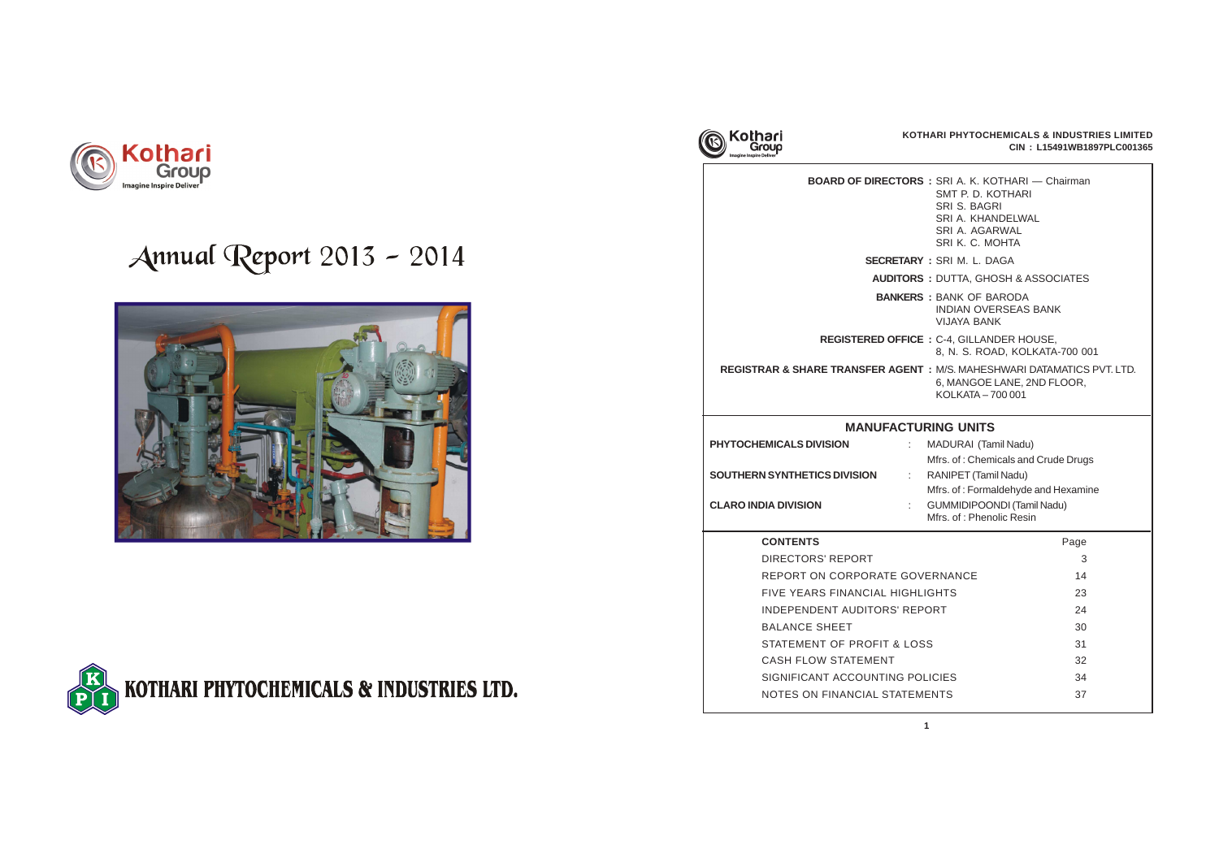Kothari Group

Imagine Inspire Deliver

# Annual Report 2013 - 2014

KOTHARI PHYTOCHEMICALS & INDUSTRIES LTD.

**KOTHARI PHYTOCHEMICALS & INDUSTRIES LIMITED**
**CIN : L15491WB1897PLC001365**

**BOARD OF DIRECTORS :** SRI A. K. KOTHARI — Chairman
SMT P. D. KOTHARI
SRI S. BAGRI
SRI A. KHANDELWAL
SRI A. AGARWAL
SRI K. C. MOHTA

**SECRETARY :** SRI M. L. DAGA

**AUDITORS :** DUTTA, GHOSH & ASSOCIATES

**BANKERS :** BANK OF BARODA
INDIAN OVERSEAS BANK
VIJAYA BANK

**REGISTERED OFFICE :** C-4, GILLANDER HOUSE,
8, N. S. ROAD, KOLKATA-700 001

**REGISTRAR & SHARE TRANSFER AGENT :** M/S. MAHESHWARI DATAMATICS PVT. LTD.
6, MANGOE LANE, 2ND FLOOR,
KOLKATA – 700 001

## MANUFACTURING UNITS

| | | |
|---|---|---|
| **PHYTOCHEMICALS DIVISION** | : | MADURAI (Tamil Nadu)<br>Mfrs. of : Chemicals and Crude Drugs |
| **SOUTHERN SYNTHETICS DIVISION** | : | RANIPET (Tamil Nadu)<br>Mfrs. of : Formaldehyde and Hexamine |
| **CLARO INDIA DIVISION** | : | GUMMIDIPOONDI (Tamil Nadu)<br>Mfrs. of : Phenolic Resin |

| **CONTENTS** | Page |
|---|---|
| DIRECTORS' REPORT | 3 |
| REPORT ON CORPORATE GOVERNANCE | 14 |
| FIVE YEARS FINANCIAL HIGHLIGHTS | 23 |
| INDEPENDENT AUDITORS' REPORT | 24 |
| BALANCE SHEET | 30 |
| STATEMENT OF PROFIT & LOSS | 31 |
| CASH FLOW STATEMENT | 32 |
| SIGNIFICANT ACCOUNTING POLICIES | 34 |
| NOTES ON FINANCIAL STATEMENTS | 37 |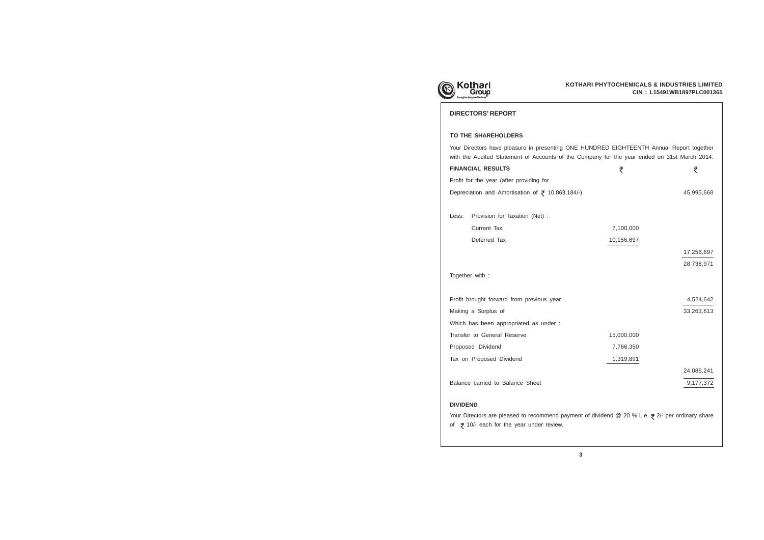## DIRECTORS' REPORT

### TO THE SHAREHOLDERS

Your Directors have pleasure in presenting ONE HUNDRED EIGHTEENTH Annual Report together with the Audited Statement of Accounts of the Company for the year ended on 31st March 2014.

| FINANCIAL RESULTS | ₹ | ₹ |
|---|---|---|
| Profit for the year (after providing for Depreciation and Amortisation of ₹ 10,863,184/-) | | 45,995,668 |
| Less: Provision for Taxation (Net) : | | |
| Current Tax | 7,100,000 | |
| Deferred Tax | 10,156,697 | |
| | | 17,256,697 |
| | | 28,738,971 |
| Together with : | | |
| Profit brought forward from previous year | | 4,524,642 |
| Making a Surplus of | | 33,263,613 |
| Which has been appropriated as under : | | |
| Transfer to General Reserve | 15,000,000 | |
| Proposed Dividend | 7,766,350 | |
| Tax on Proposed Dividend | 1,319,891 | |
| | | 24,086,241 |
| Balance carried to Balance Sheet | | 9,177,372 |

### DIVIDEND

Your Directors are pleased to recommend payment of dividend @ 20 % i. e. ₹ 2/- per ordinary share of ₹ 10/- each for the year under review.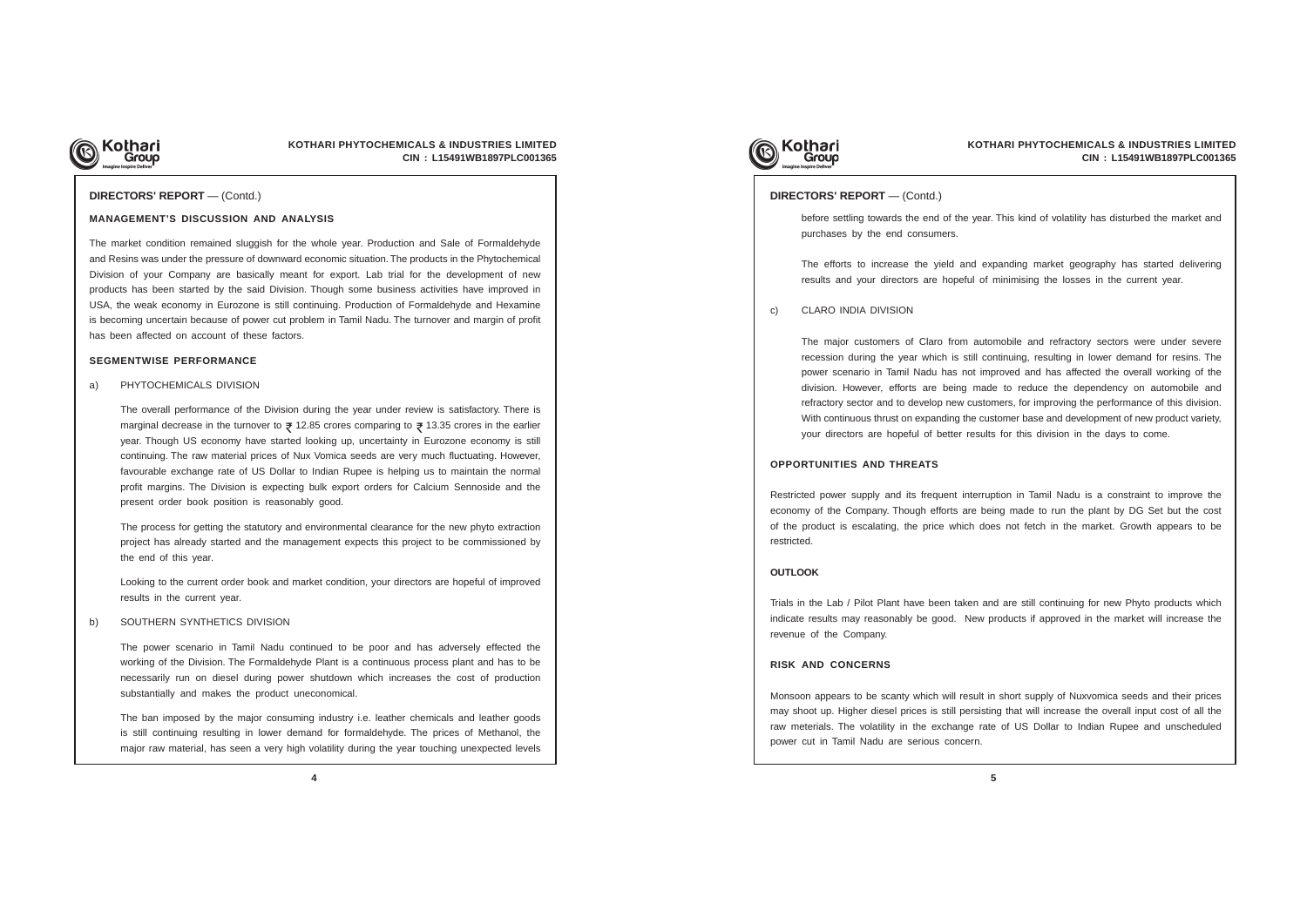## DIRECTORS' REPORT — (Contd.)

### MANAGEMENT'S DISCUSSION AND ANALYSIS

The market condition remained sluggish for the whole year. Production and Sale of Formaldehyde and Resins was under the pressure of downward economic situation. The products in the Phytochemical Division of your Company are basically meant for export. Lab trial for the development of new products has been started by the said Division. Though some business activities have improved in USA, the weak economy in Eurozone is still continuing. Production of Formaldehyde and Hexamine is becoming uncertain because of power cut problem in Tamil Nadu. The turnover and margin of profit has been affected on account of these factors.

### SEGMENTWISE PERFORMANCE

a) PHYTOCHEMICALS DIVISION

The overall performance of the Division during the year under review is satisfactory. There is marginal decrease in the turnover to ₹ 12.85 crores comparing to ₹ 13.35 crores in the earlier year. Though US economy have started looking up, uncertainty in Eurozone economy is still continuing. The raw material prices of Nux Vomica seeds are very much fluctuating. However, favourable exchange rate of US Dollar to Indian Rupee is helping us to maintain the normal profit margins. The Division is expecting bulk export orders for Calcium Sennoside and the present order book position is reasonably good.

The process for getting the statutory and environmental clearance for the new phyto extraction project has already started and the management expects this project to be commissioned by the end of this year.

Looking to the current order book and market condition, your directors are hopeful of improved results in the current year.

b) SOUTHERN SYNTHETICS DIVISION

The power scenario in Tamil Nadu continued to be poor and has adversely effected the working of the Division. The Formaldehyde Plant is a continuous process plant and has to be necessarily run on diesel during power shutdown which increases the cost of production substantially and makes the product uneconomical.

The ban imposed by the major consuming industry i.e. leather chemicals and leather goods is still continuing resulting in lower demand for formaldehyde. The prices of Methanol, the major raw material, has seen a very high volatility during the year touching unexpected levels before settling towards the end of the year. This kind of volatility has disturbed the market and purchases by the end consumers.

The efforts to increase the yield and expanding market geography has started delivering results and your directors are hopeful of minimising the losses in the current year.

c) CLARO INDIA DIVISION

The major customers of Claro from automobile and refractory sectors were under severe recession during the year which is still continuing, resulting in lower demand for resins. The power scenario in Tamil Nadu has not improved and has affected the overall working of the division. However, efforts are being made to reduce the dependency on automobile and refractory sector and to develop new customers, for improving the performance of this division. With continuous thrust on expanding the customer base and development of new product variety, your directors are hopeful of better results for this division in the days to come.

### OPPORTUNITIES AND THREATS

Restricted power supply and its frequent interruption in Tamil Nadu is a constraint to improve the economy of the Company. Though efforts are being made to run the plant by DG Set but the cost of the product is escalating, the price which does not fetch in the market. Growth appears to be restricted.

### OUTLOOK

Trials in the Lab / Pilot Plant have been taken and are still continuing for new Phyto products which indicate results may reasonably be good. New products if approved in the market will increase the revenue of the Company.

### RISK AND CONCERNS

Monsoon appears to be scanty which will result in short supply of Nuxvomica seeds and their prices may shoot up. Higher diesel prices is still persisting that will increase the overall input cost of all the raw meterials. The volatility in the exchange rate of US Dollar to Indian Rupee and unscheduled power cut in Tamil Nadu are serious concern.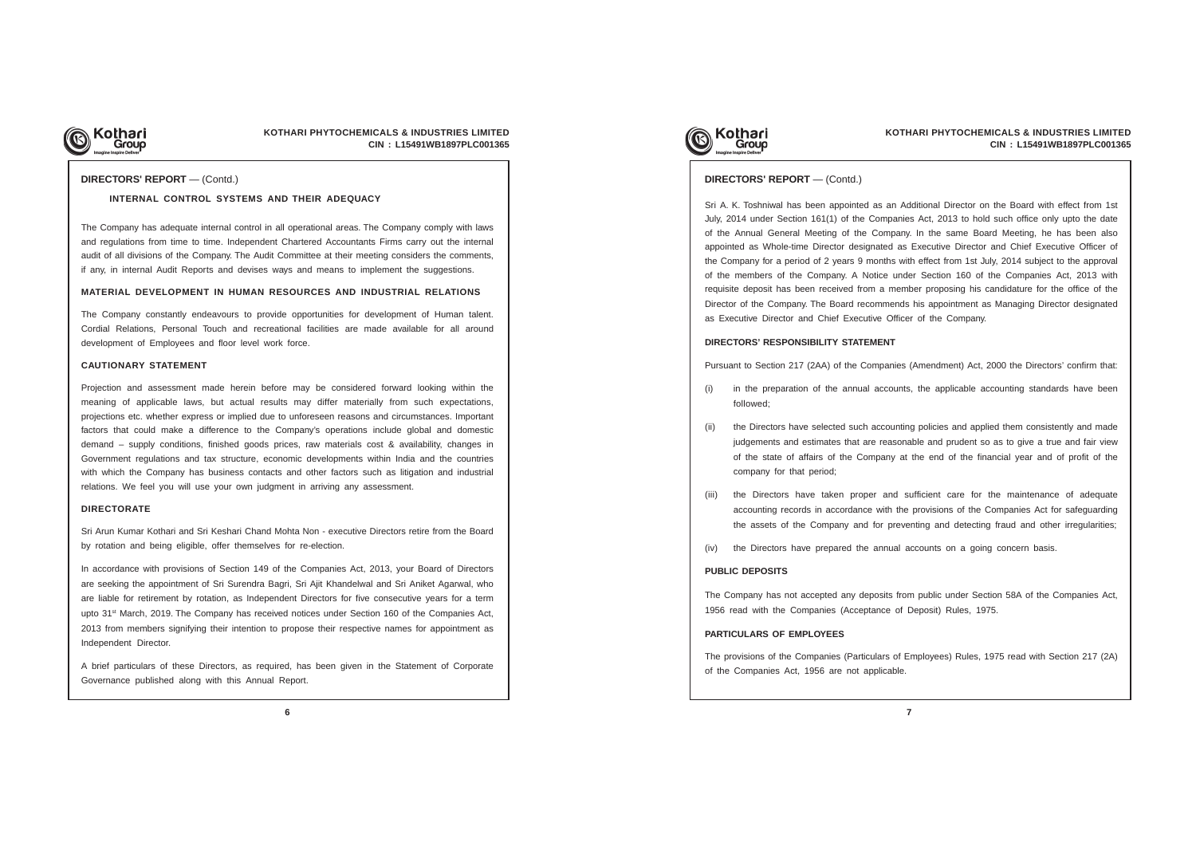## DIRECTORS' REPORT — (Contd.)

### INTERNAL CONTROL SYSTEMS AND THEIR ADEQUACY

The Company has adequate internal control in all operational areas. The Company comply with laws and regulations from time to time. Independent Chartered Accountants Firms carry out the internal audit of all divisions of the Company. The Audit Committee at their meeting considers the comments, if any, in internal Audit Reports and devises ways and means to implement the suggestions.

### MATERIAL DEVELOPMENT IN HUMAN RESOURCES AND INDUSTRIAL RELATIONS

The Company constantly endeavours to provide opportunities for development of Human talent. Cordial Relations, Personal Touch and recreational facilities are made available for all around development of Employees and floor level work force.

### CAUTIONARY STATEMENT

Projection and assessment made herein before may be considered forward looking within the meaning of applicable laws, but actual results may differ materially from such expectations, projections etc. whether express or implied due to unforeseen reasons and circumstances. Important factors that could make a difference to the Company's operations include global and domestic demand – supply conditions, finished goods prices, raw materials cost & availability, changes in Government regulations and tax structure, economic developments within India and the countries with which the Company has business contacts and other factors such as litigation and industrial relations. We feel you will use your own judgment in arriving any assessment.

### DIRECTORATE

Sri Arun Kumar Kothari and Sri Keshari Chand Mohta Non - executive Directors retire from the Board by rotation and being eligible, offer themselves for re-election.

In accordance with provisions of Section 149 of the Companies Act, 2013, your Board of Directors are seeking the appointment of Sri Surendra Bagri, Sri Ajit Khandelwal and Sri Aniket Agarwal, who are liable for retirement by rotation, as Independent Directors for five consecutive years for a term upto 31st March, 2019. The Company has received notices under Section 160 of the Companies Act, 2013 from members signifying their intention to propose their respective names for appointment as Independent Director.

A brief particulars of these Directors, as required, has been given in the Statement of Corporate Governance published along with this Annual Report.

## DIRECTORS' REPORT — (Contd.)

Sri A. K. Toshniwal has been appointed as an Additional Director on the Board with effect from 1st July, 2014 under Section 161(1) of the Companies Act, 2013 to hold such office only upto the date of the Annual General Meeting of the Company. In the same Board Meeting, he has been also appointed as Whole-time Director designated as Executive Director and Chief Executive Officer of the Company for a period of 2 years 9 months with effect from 1st July, 2014 subject to the approval of the members of the Company. A Notice under Section 160 of the Companies Act, 2013 with requisite deposit has been received from a member proposing his candidature for the office of the Director of the Company. The Board recommends his appointment as Managing Director designated as Executive Director and Chief Executive Officer of the Company.

### DIRECTORS' RESPONSIBILITY STATEMENT

Pursuant to Section 217 (2AA) of the Companies (Amendment) Act, 2000 the Directors' confirm that:

(i) in the preparation of the annual accounts, the applicable accounting standards have been followed;

(ii) the Directors have selected such accounting policies and applied them consistently and made judgements and estimates that are reasonable and prudent so as to give a true and fair view of the state of affairs of the Company at the end of the financial year and of profit of the company for that period;

(iii) the Directors have taken proper and sufficient care for the maintenance of adequate accounting records in accordance with the provisions of the Companies Act for safeguarding the assets of the Company and for preventing and detecting fraud and other irregularities;

(iv) the Directors have prepared the annual accounts on a going concern basis.

### PUBLIC DEPOSITS

The Company has not accepted any deposits from public under Section 58A of the Companies Act, 1956 read with the Companies (Acceptance of Deposit) Rules, 1975.

### PARTICULARS OF EMPLOYEES

The provisions of the Companies (Particulars of Employees) Rules, 1975 read with Section 217 (2A) of the Companies Act, 1956 are not applicable.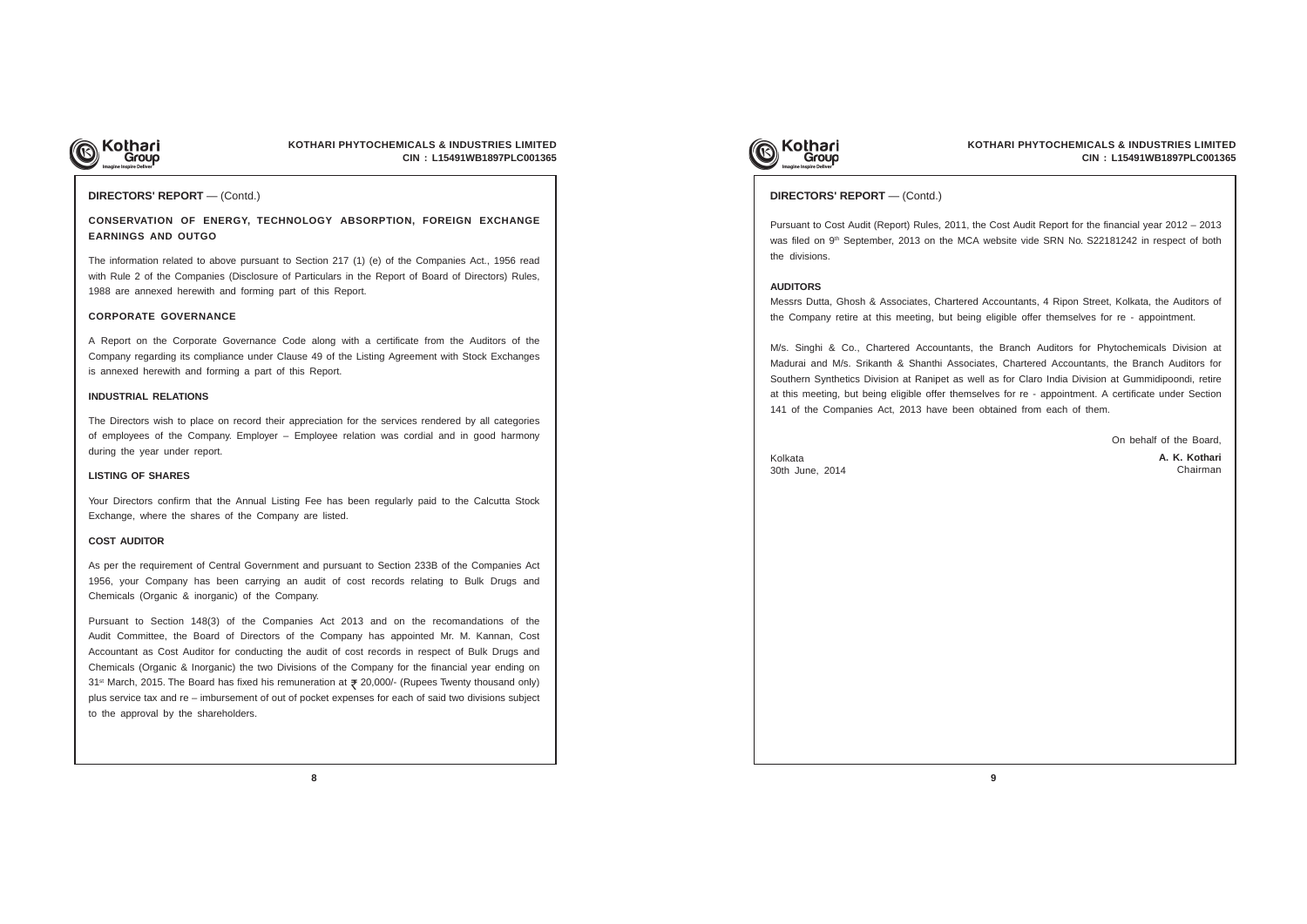## DIRECTORS' REPORT — (Contd.)

### CONSERVATION OF ENERGY, TECHNOLOGY ABSORPTION, FOREIGN EXCHANGE EARNINGS AND OUTGO

The information related to above pursuant to Section 217 (1) (e) of the Companies Act., 1956 read with Rule 2 of the Companies (Disclosure of Particulars in the Report of Board of Directors) Rules, 1988 are annexed herewith and forming part of this Report.

### CORPORATE GOVERNANCE

A Report on the Corporate Governance Code along with a certificate from the Auditors of the Company regarding its compliance under Clause 49 of the Listing Agreement with Stock Exchanges is annexed herewith and forming a part of this Report.

### INDUSTRIAL RELATIONS

The Directors wish to place on record their appreciation for the services rendered by all categories of employees of the Company. Employer – Employee relation was cordial and in good harmony during the year under report.

### LISTING OF SHARES

Your Directors confirm that the Annual Listing Fee has been regularly paid to the Calcutta Stock Exchange, where the shares of the Company are listed.

### COST AUDITOR

As per the requirement of Central Government and pursuant to Section 233B of the Companies Act 1956, your Company has been carrying an audit of cost records relating to Bulk Drugs and Chemicals (Organic & inorganic) of the Company.

Pursuant to Section 148(3) of the Companies Act 2013 and on the recomandations of the Audit Committee, the Board of Directors of the Company has appointed Mr. M. Kannan, Cost Accountant as Cost Auditor for conducting the audit of cost records in respect of Bulk Drugs and Chemicals (Organic & Inorganic) the two Divisions of the Company for the financial year ending on 31st March, 2015. The Board has fixed his remuneration at ₹ 20,000/- (Rupees Twenty thousand only) plus service tax and re – imbursement of out of pocket expenses for each of said two divisions subject to the approval by the shareholders.

## DIRECTORS' REPORT — (Contd.)

Pursuant to Cost Audit (Report) Rules, 2011, the Cost Audit Report for the financial year 2012 – 2013 was filed on 9th September, 2013 on the MCA website vide SRN No. S22181242 in respect of both the divisions.

### AUDITORS

Messrs Dutta, Ghosh & Associates, Chartered Accountants, 4 Ripon Street, Kolkata, the Auditors of the Company retire at this meeting, but being eligible offer themselves for re - appointment.

M/s. Singhi & Co., Chartered Accountants, the Branch Auditors for Phytochemicals Division at Madurai and M/s. Srikanth & Shanthi Associates, Chartered Accountants, the Branch Auditors for Southern Synthetics Division at Ranipet as well as for Claro India Division at Gummidipoondi, retire at this meeting, but being eligible offer themselves for re - appointment. A certificate under Section 141 of the Companies Act, 2013 have been obtained from each of them.

On behalf of the Board,

Kolkata
30th June, 2014

**A. K. Kothari**
Chairman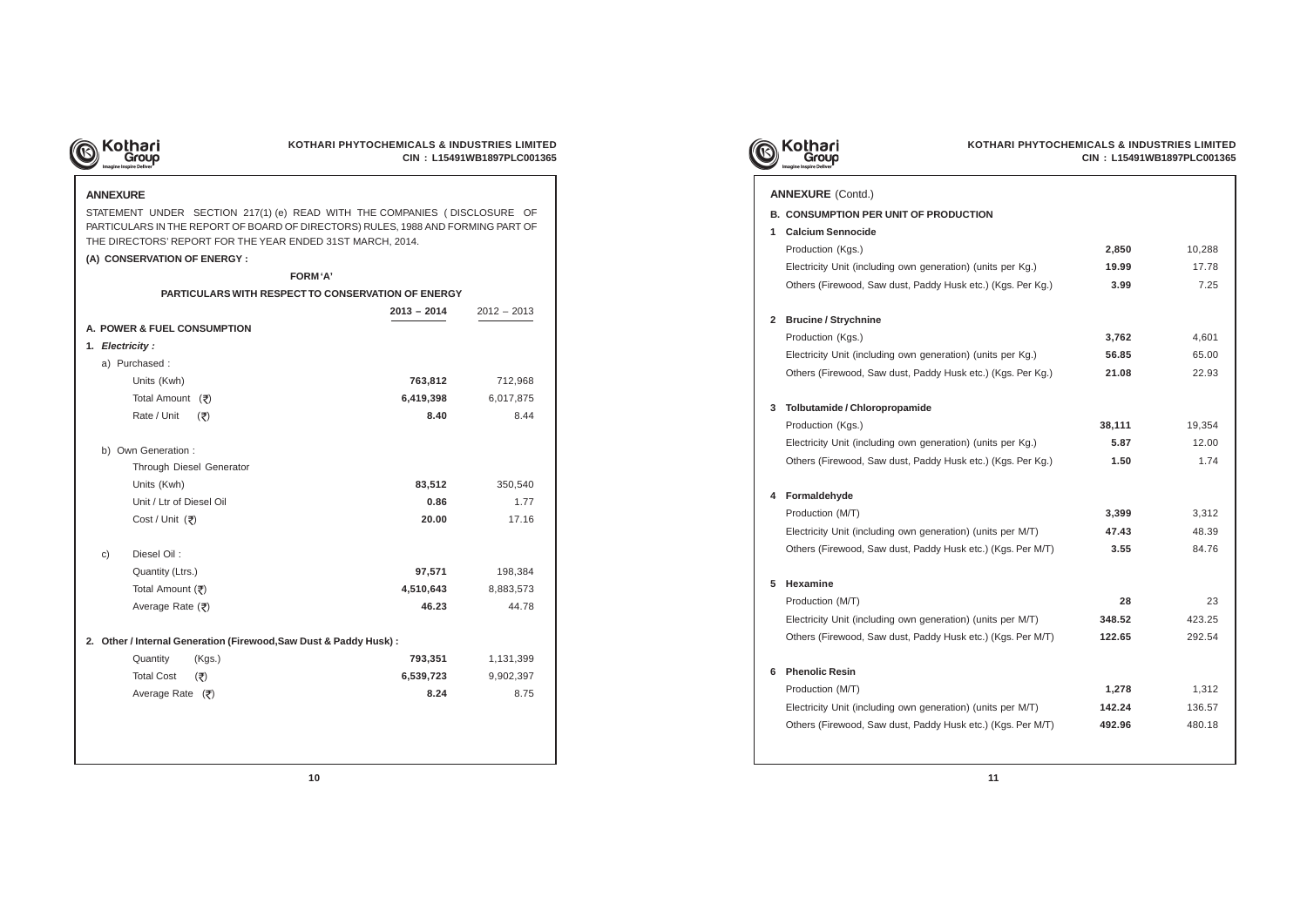## ANNEXURE

STATEMENT UNDER SECTION 217(1) (e) READ WITH THE COMPANIES ( DISCLOSURE OF PARTICULARS IN THE REPORT OF BOARD OF DIRECTORS) RULES, 1988 AND FORMING PART OF THE DIRECTORS' REPORT FOR THE YEAR ENDED 31ST MARCH, 2014.

### (A) CONSERVATION OF ENERGY :

**FORM 'A'**

**PARTICULARS WITH RESPECT TO CONSERVATION OF ENERGY**

| | 2013 – 2014 | 2012 – 2013 |
|---|---|---|
| **A. POWER & FUEL CONSUMPTION** | | |
| **1. *Electricity :*** | | |
| a) Purchased : | | |
| Units (Kwh) | **763,812** | 712,968 |
| Total Amount (₹) | **6,419,398** | 6,017,875 |
| Rate / Unit (₹) | **8.40** | 8.44 |
| b) Own Generation : | | |
| Through Diesel Generator | | |
| Units (Kwh) | **83,512** | 350,540 |
| Unit / Ltr of Diesel Oil | **0.86** | 1.77 |
| Cost / Unit (₹) | **20.00** | 17.16 |
| c) Diesel Oil : | | |
| Quantity (Ltrs.) | **97,571** | 198,384 |
| Total Amount (₹) | **4,510,643** | 8,883,573 |
| Average Rate (₹) | **46.23** | 44.78 |
| **2. Other / Internal Generation (Firewood,Saw Dust & Paddy Husk) :** | | |
| Quantity (Kgs.) | **793,351** | 1,131,399 |
| Total Cost (₹) | **6,539,723** | 9,902,397 |
| Average Rate (₹) | **8.24** | 8.75 |

## ANNEXURE (Contd.)

### B. CONSUMPTION PER UNIT OF PRODUCTION

| | 2013 – 2014 | 2012 – 2013 |
|---|---|---|
| **1 Calcium Sennocide** | | |
| Production (Kgs.) | **2,850** | 10,288 |
| Electricity Unit (including own generation) (units per Kg.) | **19.99** | 17.78 |
| Others (Firewood, Saw dust, Paddy Husk etc.) (Kgs. Per Kg.) | **3.99** | 7.25 |
| **2 Brucine / Strychnine** | | |
| Production (Kgs.) | **3,762** | 4,601 |
| Electricity Unit (including own generation) (units per Kg.) | **56.85** | 65.00 |
| Others (Firewood, Saw dust, Paddy Husk etc.) (Kgs. Per Kg.) | **21.08** | 22.93 |
| **3 Tolbutamide / Chloropropamide** | | |
| Production (Kgs.) | **38,111** | 19,354 |
| Electricity Unit (including own generation) (units per Kg.) | **5.87** | 12.00 |
| Others (Firewood, Saw dust, Paddy Husk etc.) (Kgs. Per Kg.) | **1.50** | 1.74 |
| **4 Formaldehyde** | | |
| Production (M/T) | **3,399** | 3,312 |
| Electricity Unit (including own generation) (units per M/T) | **47.43** | 48.39 |
| Others (Firewood, Saw dust, Paddy Husk etc.) (Kgs. Per M/T) | **3.55** | 84.76 |
| **5 Hexamine** | | |
| Production (M/T) | **28** | 23 |
| Electricity Unit (including own generation) (units per M/T) | **348.52** | 423.25 |
| Others (Firewood, Saw dust, Paddy Husk etc.) (Kgs. Per M/T) | **122.65** | 292.54 |
| **6 Phenolic Resin** | | |
| Production (M/T) | **1,278** | 1,312 |
| Electricity Unit (including own generation) (units per M/T) | **142.24** | 136.57 |
| Others (Firewood, Saw dust, Paddy Husk etc.) (Kgs. Per M/T) | **492.96** | 480.18 |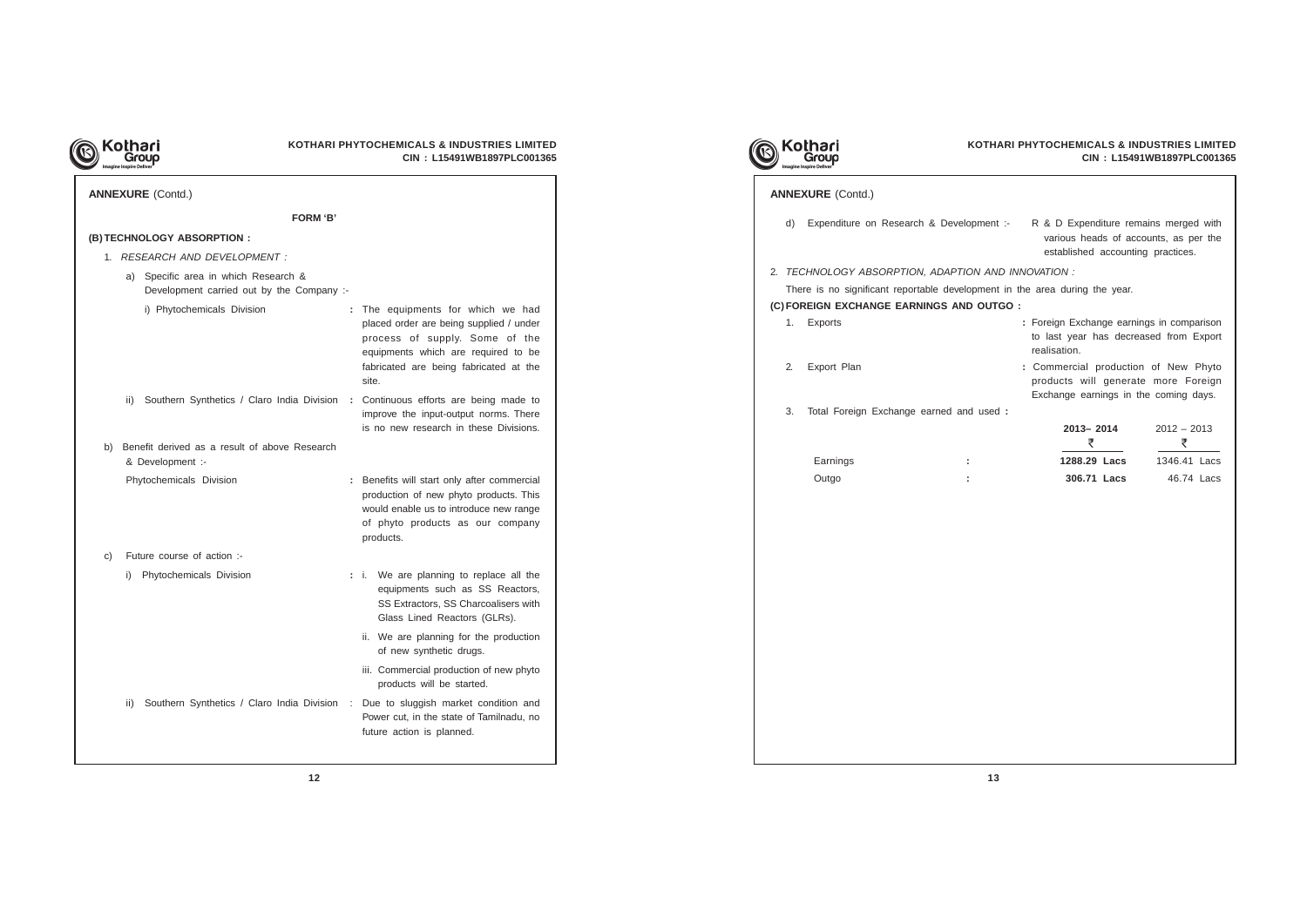## ANNEXURE (Contd.)

### FORM 'B'

**(B) TECHNOLOGY ABSORPTION :**

1. *RESEARCH AND DEVELOPMENT :*

a) Specific area in which Research & Development carried out by the Company :-

i) Phytochemicals Division : The equipments for which we had placed order are being supplied / under process of supply. Some of the equipments which are required to be fabricated are being fabricated at the site.

ii) Southern Synthetics / Claro India Division : Continuous efforts are being made to improve the input-output norms. There is no new research in these Divisions.

b) Benefit derived as a result of above Research & Development :-

Phytochemicals Division : Benefits will start only after commercial production of new phyto products. This would enable us to introduce new range of phyto products as our company products.

c) Future course of action :-

i) Phytochemicals Division :
- i. We are planning to replace all the equipments such as SS Reactors, SS Extractors, SS Charcoalisers with Glass Lined Reactors (GLRs).
- ii. We are planning for the production of new synthetic drugs.
- iii. Commercial production of new phyto products will be started.

ii) Southern Synthetics / Claro India Division : Due to sluggish market condition and Power cut, in the state of Tamilnadu, no future action is planned.

## ANNEXURE (Contd.)

d) Expenditure on Research & Development :- R & D Expenditure remains merged with various heads of accounts, as per the established accounting practices.

2. *TECHNOLOGY ABSORPTION, ADAPTION AND INNOVATION :*

There is no significant reportable development in the area during the year.

**(C) FOREIGN EXCHANGE EARNINGS AND OUTGO :**

1. Exports : Foreign Exchange earnings in comparison to last year has decreased from Export realisation.

2. Export Plan : Commercial production of New Phyto products will generate more Foreign Exchange earnings in the coming days.

3. Total Foreign Exchange earned and used :

| | | **2013– 2014** | 2012 – 2013 |
|---|---|---|---|
| | | **₹** | ₹ |
| Earnings | : | **1288.29 Lacs** | 1346.41 Lacs |
| Outgo | : | **306.71 Lacs** | 46.74 Lacs |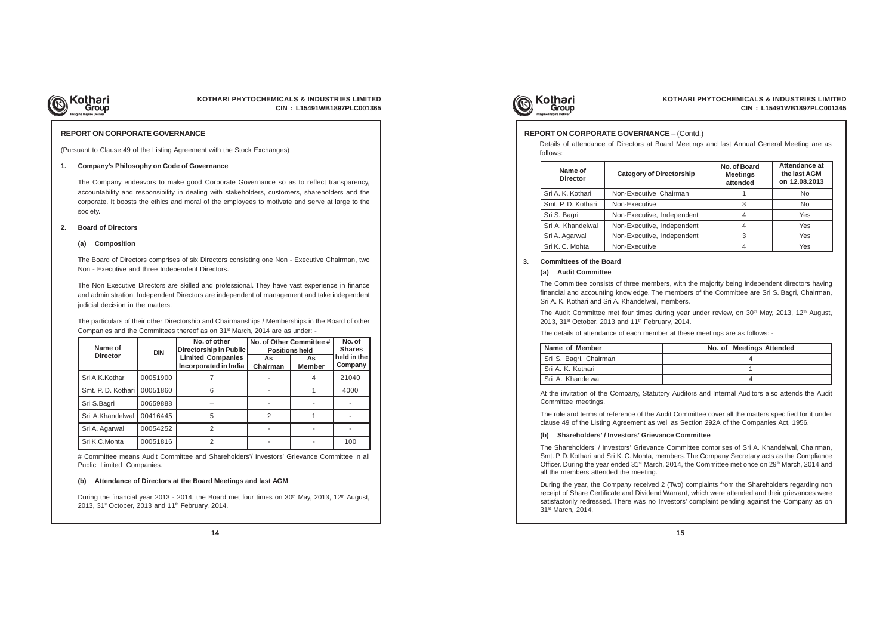## REPORT ON CORPORATE GOVERNANCE

(Pursuant to Clause 49 of the Listing Agreement with the Stock Exchanges)

### 1. Company's Philosophy on Code of Governance

The Company endeavors to make good Corporate Governance so as to reflect transparency, accountability and responsibility in dealing with stakeholders, customers, shareholders and the corporate. It boosts the ethics and moral of the employees to motivate and serve at large to the society.

### 2. Board of Directors

**(a) Composition**

The Board of Directors comprises of six Directors consisting one Non - Executive Chairman, two Non - Executive and three Independent Directors.

The Non Executive Directors are skilled and professional. They have vast experience in finance and administration. Independent Directors are independent of management and take independent judicial decision in the matters.

The particulars of their other Directorship and Chairmanships / Memberships in the Board of other Companies and the Committees thereof as on 31st March, 2014 are as under: -

| Name of Director | DIN | No. of other Directorship in Public Limited Companies Incorporated in India | No. of Other Committee # Positions held | | No. of Shares held in the Company |
|---|---|---|---|---|---|
| | | | As Chairman | As Member | |
| Sri A.K.Kothari | 00051900 | 7 | - | 4 | 21040 |
| Smt. P. D. Kothari | 00051860 | 6 | - | 1 | 4000 |
| Sri S.Bagri | 00659888 | – | - | - | - |
| Sri A.Khandelwal | 00416445 | 5 | 2 | 1 | - |
| Sri A. Agarwal | 00054252 | 2 | - | - | - |
| Sri K.C.Mohta | 00051816 | 2 | - | - | 100 |

# Committee means Audit Committee and Shareholders'/ Investors' Grievance Committee in all Public Limited Companies.

**(b) Attendance of Directors at the Board Meetings and last AGM**

During the financial year 2013 - 2014, the Board met four times on 30th May, 2013, 12th August, 2013, 31st October, 2013 and 11th February, 2014.

## REPORT ON CORPORATE GOVERNANCE – (Contd.)

Details of attendance of Directors at Board Meetings and last Annual General Meeting are as follows:

| Name of Director | Category of Directorship | No. of Board Meetings attended | Attendance at the last AGM on 12.08.2013 |
|---|---|---|---|
| Sri A. K. Kothari | Non-Executive Chairman | 1 | No |
| Smt. P. D. Kothari | Non-Executive | 3 | No |
| Sri S. Bagri | Non-Executive, Independent | 4 | Yes |
| Sri A. Khandelwal | Non-Executive, Independent | 4 | Yes |
| Sri A. Agarwal | Non-Executive, Independent | 3 | Yes |
| Sri K. C. Mohta | Non-Executive | 4 | Yes |

### 3. Committees of the Board

**(a) Audit Committee**

The Committee consists of three members, with the majority being independent directors having financial and accounting knowledge. The members of the Committee are Sri S. Bagri, Chairman, Sri A. K. Kothari and Sri A. Khandelwal, members.

The Audit Committee met four times during year under review, on 30th May, 2013, 12th August, 2013, 31st October, 2013 and 11th February, 2014.

The details of attendance of each member at these meetings are as follows: -

| Name of Member | No. of Meetings Attended |
|---|---|
| Sri S. Bagri, Chairman | 4 |
| Sri A. K. Kothari | 1 |
| Sri A. Khandelwal | 4 |

At the invitation of the Company, Statutory Auditors and Internal Auditors also attends the Audit Committee meetings.

The role and terms of reference of the Audit Committee cover all the matters specified for it under clause 49 of the Listing Agreement as well as Section 292A of the Companies Act, 1956.

**(b) Shareholders' / Investors' Grievance Committee**

The Shareholders' / Investors' Grievance Committee comprises of Sri A. Khandelwal, Chairman, Smt. P. D. Kothari and Sri K. C. Mohta, members. The Company Secretary acts as the Compliance Officer. During the year ended 31st March, 2014, the Committee met once on 29th March, 2014 and all the members attended the meeting.

During the year, the Company received 2 (Two) complaints from the Shareholders regarding non receipt of Share Certificate and Dividend Warrant, which were attended and their grievances were satisfactorily redressed. There was no Investors' complaint pending against the Company as on 31st March, 2014.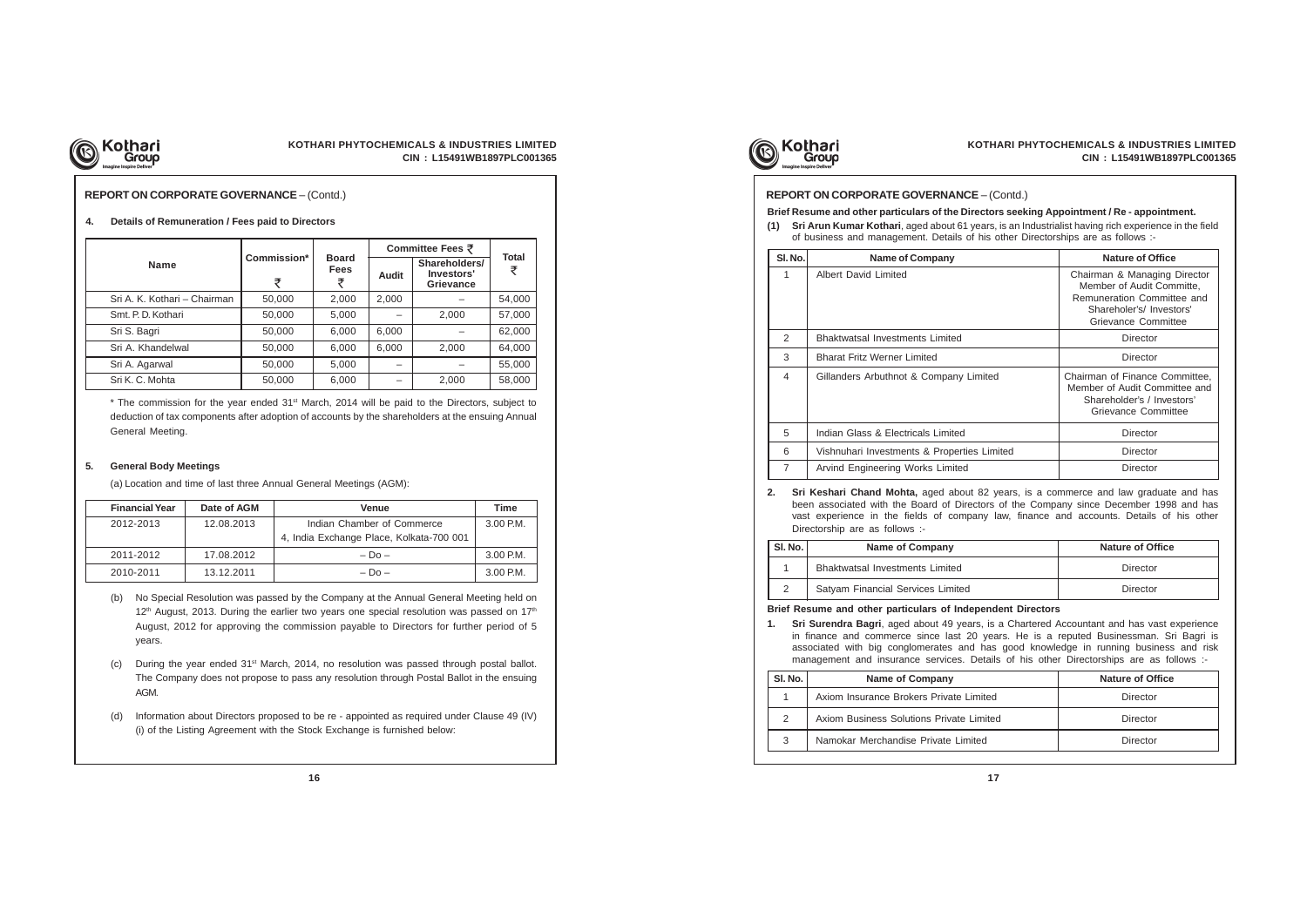## REPORT ON CORPORATE GOVERNANCE – (Contd.)

### 4. Details of Remuneration / Fees paid to Directors

| Name | Commission* ₹ | Board Fees ₹ | Committee Fees ₹ | | Total ₹ |
|---|---|---|---|---|---|
| | | | Audit | Shareholders/ Investors' Grievance | |
| Sri A. K. Kothari – Chairman | 50,000 | 2,000 | 2,000 | – | 54,000 |
| Smt. P. D. Kothari | 50,000 | 5,000 | – | 2,000 | 57,000 |
| Sri S. Bagri | 50,000 | 6,000 | 6,000 | – | 62,000 |
| Sri A. Khandelwal | 50,000 | 6,000 | 6,000 | 2,000 | 64,000 |
| Sri A. Agarwal | 50,000 | 5,000 | – | – | 55,000 |
| Sri K. C. Mohta | 50,000 | 6,000 | – | 2,000 | 58,000 |

* The commission for the year ended 31st March, 2014 will be paid to the Directors, subject to deduction of tax components after adoption of accounts by the shareholders at the ensuing Annual General Meeting.

### 5. General Body Meetings

(a) Location and time of last three Annual General Meetings (AGM):

| Financial Year | Date of AGM | Venue | Time |
|---|---|---|---|
| 2012-2013 | 12.08.2013 | Indian Chamber of Commerce 4, India Exchange Place, Kolkata-700 001 | 3.00 P.M. |
| 2011-2012 | 17.08.2012 | – Do – | 3.00 P.M. |
| 2010-2011 | 13.12.2011 | – Do – | 3.00 P.M. |

(b) No Special Resolution was passed by the Company at the Annual General Meeting held on 12th August, 2013. During the earlier two years one special resolution was passed on 17th August, 2012 for approving the commission payable to Directors for further period of 5 years.

(c) During the year ended 31st March, 2014, no resolution was passed through postal ballot. The Company does not propose to pass any resolution through Postal Ballot in the ensuing AGM.

(d) Information about Directors proposed to be re - appointed as required under Clause 49 (IV) (i) of the Listing Agreement with the Stock Exchange is furnished below:

## REPORT ON CORPORATE GOVERNANCE – (Contd.)

**Brief Resume and other particulars of the Directors seeking Appointment / Re - appointment.**

**(1) Sri Arun Kumar Kothari**, aged about 61 years, is an Industrialist having rich experience in the field of business and management. Details of his other Directorships are as follows :-

| Sl. No. | Name of Company | Nature of Office |
|---|---|---|
| 1 | Albert David Limited | Chairman & Managing Director Member of Audit Committe, Remuneration Committee and Shareholer's/ Investors' Grievance Committee |
| 2 | Bhaktwatsal Investments Limited | Director |
| 3 | Bharat Fritz Werner Limited | Director |
| 4 | Gillanders Arbuthnot & Company Limited | Chairman of Finance Committee, Member of Audit Committee and Shareholder's / Investors' Grievance Committee |
| 5 | Indian Glass & Electricals Limited | Director |
| 6 | Vishnuhari Investments & Properties Limited | Director |
| 7 | Arvind Engineering Works Limited | Director |

**2. Sri Keshari Chand Mohta,** aged about 82 years, is a commerce and law graduate and has been associated with the Board of Directors of the Company since December 1998 and has vast experience in the fields of company law, finance and accounts. Details of his other Directorship are as follows :-

| Sl. No. | Name of Company | Nature of Office |
|---|---|---|
| 1 | Bhaktwatsal Investments Limited | Director |
| 2 | Satyam Financial Services Limited | Director |

**Brief Resume and other particulars of Independent Directors**

**1. Sri Surendra Bagri**, aged about 49 years, is a Chartered Accountant and has vast experience in finance and commerce since last 20 years. He is a reputed Businessman. Sri Bagri is associated with big conglomerates and has good knowledge in running business and risk management and insurance services. Details of his other Directorships are as follows :-

| Sl. No. | Name of Company | Nature of Office |
|---|---|---|
| 1 | Axiom Insurance Brokers Private Limited | Director |
| 2 | Axiom Business Solutions Private Limited | Director |
| 3 | Namokar Merchandise Private Limited | Director |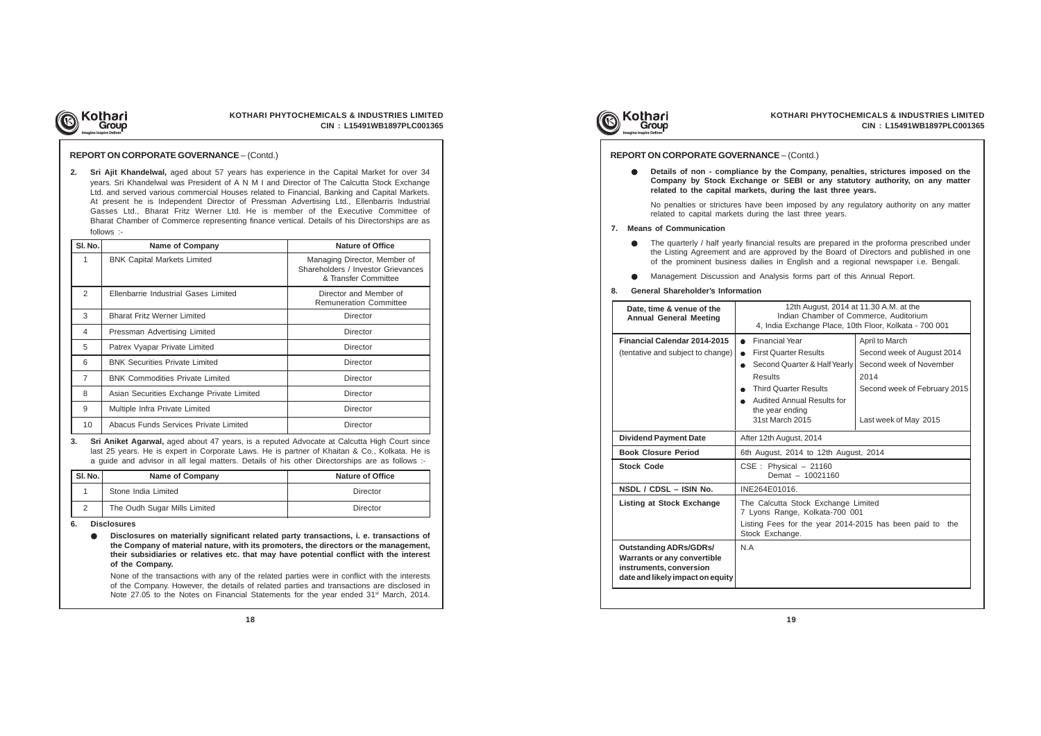## REPORT ON CORPORATE GOVERNANCE – (Contd.)

2. **Sri Ajit Khandelwal,** aged about 57 years has experience in the Capital Market for over 34 years. Sri Khandelwal was President of A N M I and Director of The Calcutta Stock Exchange Ltd. and served various commercial Houses related to Financial, Banking and Capital Markets. At present he is Independent Director of Pressman Advertising Ltd., Ellenbarris Industrial Gasses Ltd., Bharat Fritz Werner Ltd. He is member of the Executive Committee of Bharat Chamber of Commerce representing finance vertical. Details of his Directorships are as follows :-

| Sl. No. | Name of Company | Nature of Office |
|---|---|---|
| 1 | BNK Capital Markets Limited | Managing Director, Member of Shareholders / Investor Grievances & Transfer Committee |
| 2 | Ellenbarrie Industrial Gases Limited | Director and Member of Remuneration Committee |
| 3 | Bharat Fritz Werner Limited | Director |
| 4 | Pressman Advertising Limited | Director |
| 5 | Patrex Vyapar Private Limited | Director |
| 6 | BNK Securities Private Limited | Director |
| 7 | BNK Commodities Private Limited | Director |
| 8 | Asian Securities Exchange Private Limited | Director |
| 9 | Multiple Infra Private Limited | Director |
| 10 | Abacus Funds Services Private Limited | Director |

3. **Sri Aniket Agarwal,** aged about 47 years, is a reputed Advocate at Calcutta High Court since last 25 years. He is expert in Corporate Laws. He is partner of Khaitan & Co., Kolkata. He is a guide and advisor in all legal matters. Details of his other Directorships are as follows :-

| Sl. No. | Name of Company | Nature of Office |
|---|---|---|
| 1 | Stone India Limited | Director |
| 2 | The Oudh Sugar Mills Limited | Director |

6. **Disclosures**

- **Disclosures on materially significant related party transactions, i. e. transactions of the Company of material nature, with its promoters, the directors or the management, their subsidiaries or relatives etc. that may have potential conflict with the interest of the Company.**

  None of the transactions with any of the related parties were in conflict with the interests of the Company. However, the details of related parties and transactions are disclosed in Note 27.05 to the Notes on Financial Statements for the year ended 31st March, 2014.

- **Details of non - compliance by the Company, penalties, strictures imposed on the Company by Stock Exchange or SEBI or any statutory authority, on any matter related to the capital markets, during the last three years.**

  No penalties or strictures have been imposed by any regulatory authority on any matter related to capital markets during the last three years.

7. **Means of Communication**

- The quarterly / half yearly financial results are prepared in the proforma prescribed under the Listing Agreement and are approved by the Board of Directors and published in one of the prominent business dailies in English and a regional newspaper i.e. Bengali.
- Management Discussion and Analysis forms part of this Annual Report.

8. **General Shareholder's Information**

| | | |
|---|---|---|
| **Date, time & venue of the Annual General Meeting** | 12th August, 2014 at 11.30 A.M. at the Indian Chamber of Commerce, Auditorium 4, India Exchange Place, 10th Floor, Kolkata - 700 001 | |
| **Financial Calendar 2014-2015** (tentative and subject to change) | • Financial Year | April to March |
| | • First Quarter Results | Second week of August 2014 |
| | • Second Quarter & Half Yearly Results | Second week of November 2014 |
| | • Third Quarter Results | Second week of February 2015 |
| | • Audited Annual Results for the year ending 31st March 2015 | Last week of May 2015 |
| **Dividend Payment Date** | After 12th August, 2014 | |
| **Book Closure Period** | 6th August, 2014 to 12th August, 2014 | |
| **Stock Code** | CSE : Physical – 21160<br>Demat – 10021160 | |
| **NSDL / CDSL – ISIN No.** | INE264E01016. | |
| **Listing at Stock Exchange** | The Calcutta Stock Exchange Limited<br>7 Lyons Range, Kolkata-700 001<br>Listing Fees for the year 2014-2015 has been paid to the Stock Exchange. | |
| **Outstanding ADRs/GDRs/ Warrants or any convertible instruments, conversion date and likely impact on equity** | N.A | |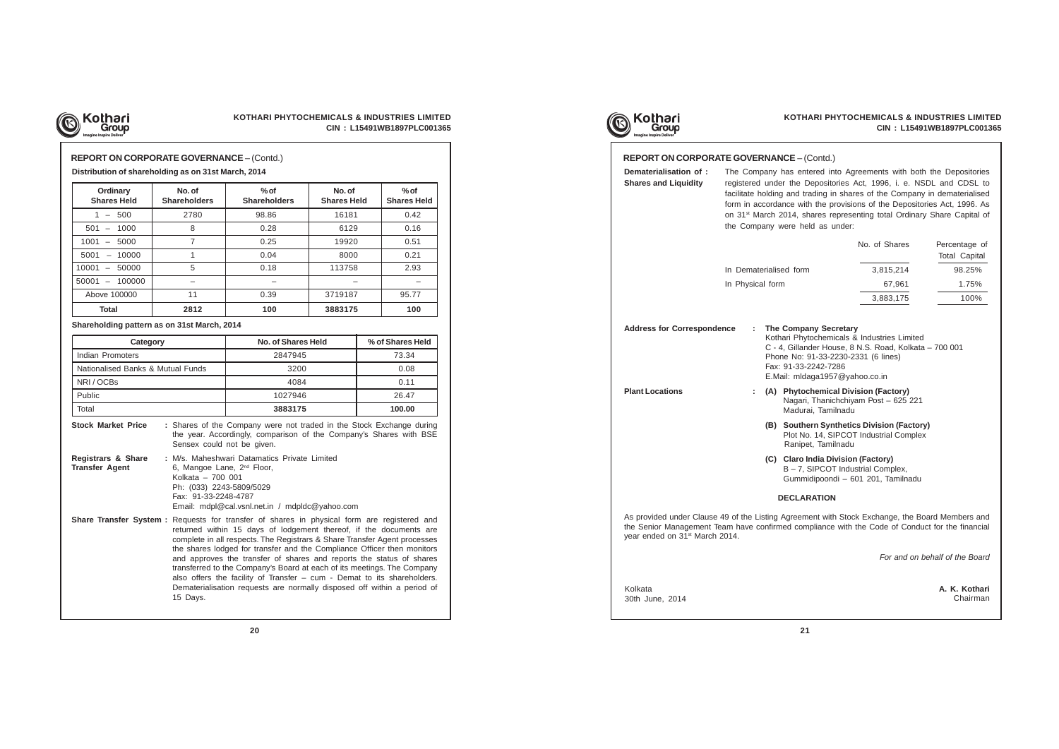## REPORT ON CORPORATE GOVERNANCE – (Contd.)

**Distribution of shareholding as on 31st March, 2014**

| Ordinary Shares Held | No. of Shareholders | % of Shareholders | No. of Shares Held | % of Shares Held |
|---|---|---|---|---|
| 1 – 500 | 2780 | 98.86 | 16181 | 0.42 |
| 501 – 1000 | 8 | 0.28 | 6129 | 0.16 |
| 1001 – 5000 | 7 | 0.25 | 19920 | 0.51 |
| 5001 – 10000 | 1 | 0.04 | 8000 | 0.21 |
| 10001 – 50000 | 5 | 0.18 | 113758 | 2.93 |
| 50001 – 100000 | – | – | – | – |
| Above 100000 | 11 | 0.39 | 3719187 | 95.77 |
| **Total** | **2812** | **100** | **3883175** | **100** |

**Shareholding pattern as on 31st March, 2014**

| Category | No. of Shares Held | % of Shares Held |
|---|---|---|
| Indian Promoters | 2847945 | 73.34 |
| Nationalised Banks & Mutual Funds | 3200 | 0.08 |
| NRI / OCBs | 4084 | 0.11 |
| Public | 1027946 | 26.47 |
| Total | **3883175** | **100.00** |

**Stock Market Price** : Shares of the Company were not traded in the Stock Exchange during the year. Accordingly, comparison of the Company's Shares with BSE Sensex could not be given.

**Registrars & Share Transfer Agent** : M/s. Maheshwari Datamatics Private Limited
6, Mangoe Lane, 2nd Floor,
Kolkata – 700 001
Ph: (033) 2243-5809/5029
Fax: 91-33-2248-4787
Email: mdpl@cal.vsnl.net.in / mdpldc@yahoo.com

**Share Transfer System** : Requests for transfer of shares in physical form are registered and returned within 15 days of lodgement thereof, if the documents are complete in all respects. The Registrars & Share Transfer Agent processes the shares lodged for transfer and the Compliance Officer then monitors and approves the transfer of shares and reports the status of shares transferred to the Company's Board at each of its meetings. The Company also offers the facility of Transfer – cum - Demat to its shareholders. Dematerialisation requests are normally disposed off within a period of 15 Days.

## REPORT ON CORPORATE GOVERNANCE – (Contd.)

**Dematerialisation of Shares and Liquidity** : The Company has entered into Agreements with both the Depositories registered under the Depositories Act, 1996, i. e. NSDL and CDSL to facilitate holding and trading in shares of the Company in dematerialised form in accordance with the provisions of the Depositories Act, 1996. As on 31st March 2014, shares representing total Ordinary Share Capital of the Company were held as under:

| | No. of Shares | Percentage of Total Capital |
|---|---|---|
| In Dematerialised form | 3,815,214 | 98.25% |
| In Physical form | 67,961 | 1.75% |
| | 3,883,175 | 100% |

**Address for Correspondence** : **The Company Secretary**
Kothari Phytochemicals & Industries Limited
C - 4, Gillander House, 8 N.S. Road, Kolkata – 700 001
Phone No: 91-33-2230-2331 (6 lines)
Fax: 91-33-2242-7286
E.Mail: mldaga1957@yahoo.co.in

**Plant Locations** :

**(A) Phytochemical Division (Factory)**
Nagari, Thanichchiyam Post – 625 221
Madurai, Tamilnadu

**(B) Southern Synthetics Division (Factory)**
Plot No. 14, SIPCOT Industrial Complex
Ranipet, Tamilnadu

**(C) Claro India Division (Factory)**
B – 7, SIPCOT Industrial Complex,
Gummidipoondi – 601 201, Tamilnadu

### DECLARATION

As provided under Clause 49 of the Listing Agreement with Stock Exchange, the Board Members and the Senior Management Team have confirmed compliance with the Code of Conduct for the financial year ended on 31st March 2014.

*For and on behalf of the Board*

Kolkata
30th June, 2014

**A. K. Kothari**
Chairman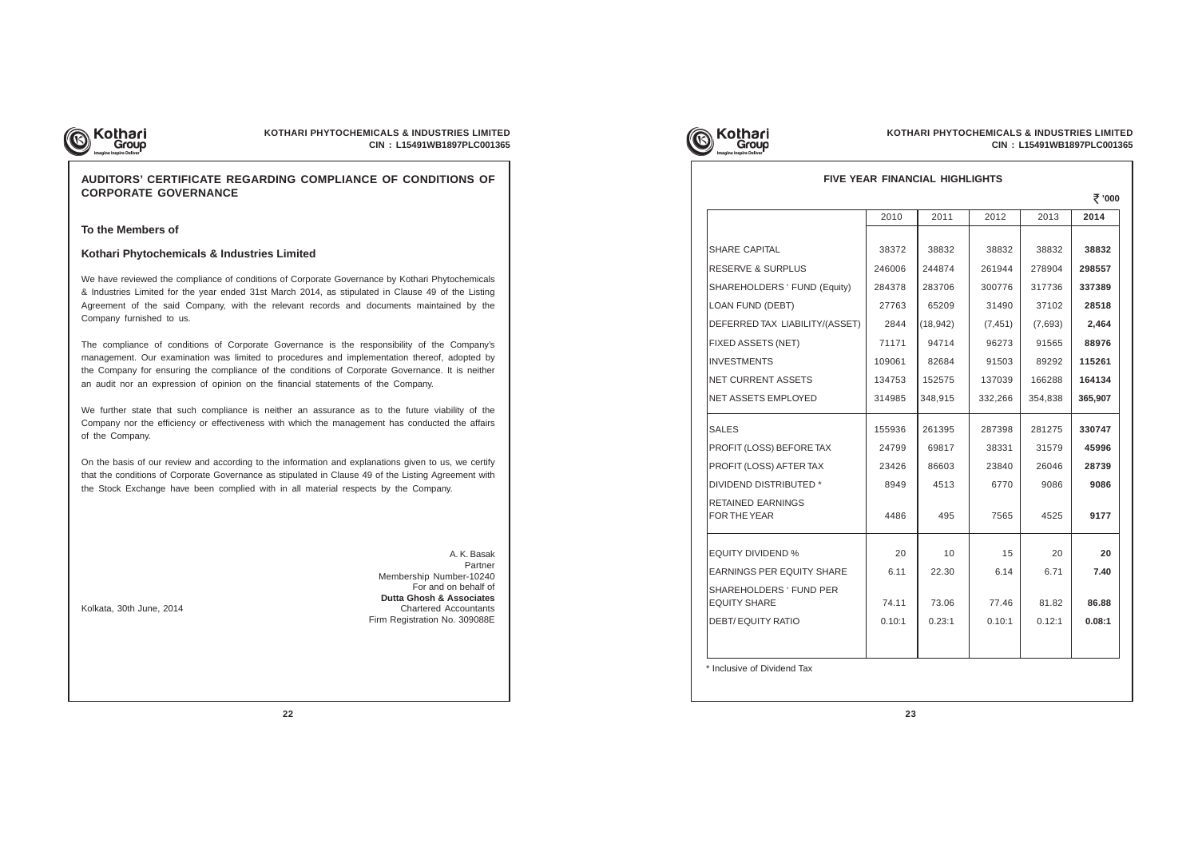## AUDITORS' CERTIFICATE REGARDING COMPLIANCE OF CONDITIONS OF CORPORATE GOVERNANCE

**To the Members of**

**Kothari Phytochemicals & Industries Limited**

We have reviewed the compliance of conditions of Corporate Governance by Kothari Phytochemicals & Industries Limited for the year ended 31st March 2014, as stipulated in Clause 49 of the Listing Agreement of the said Company, with the relevant records and documents maintained by the Company furnished to us.

The compliance of conditions of Corporate Governance is the responsibility of the Company's management. Our examination was limited to procedures and implementation thereof, adopted by the Company for ensuring the compliance of the conditions of Corporate Governance. It is neither an audit nor an expression of opinion on the financial statements of the Company.

We further state that such compliance is neither an assurance as to the future viability of the Company nor the efficiency or effectiveness with which the management has conducted the affairs of the Company.

On the basis of our review and according to the information and explanations given to us, we certify that the conditions of Corporate Governance as stipulated in Clause 49 of the Listing Agreement with the Stock Exchange have been complied with in all material respects by the Company.

A. K. Basak
Partner
Membership Number-10240
For and on behalf of
**Dutta Ghosh & Associates**
Chartered Accountants
Firm Registration No. 309088E

Kolkata, 30th June, 2014

## FIVE YEAR FINANCIAL HIGHLIGHTS

₹ '000

| | 2010 | 2011 | 2012 | 2013 | **2014** |
|---|---|---|---|---|---|
| SHARE CAPITAL | 38372 | 38832 | 38832 | 38832 | **38832** |
| RESERVE & SURPLUS | 246006 | 244874 | 261944 | 278904 | **298557** |
| SHAREHOLDERS ' FUND (Equity) | 284378 | 283706 | 300776 | 317736 | **337389** |
| LOAN FUND (DEBT) | 27763 | 65209 | 31490 | 37102 | **28518** |
| DEFERRED TAX LIABILITY/(ASSET) | 2844 | (18,942) | (7,451) | (7,693) | **2,464** |
| FIXED ASSETS (NET) | 71171 | 94714 | 96273 | 91565 | **88976** |
| INVESTMENTS | 109061 | 82684 | 91503 | 89292 | **115261** |
| NET CURRENT ASSETS | 134753 | 152575 | 137039 | 166288 | **164134** |
| NET ASSETS EMPLOYED | 314985 | 348,915 | 332,266 | 354,838 | **365,907** |
| SALES | 155936 | 261395 | 287398 | 281275 | **330747** |
| PROFIT (LOSS) BEFORE TAX | 24799 | 69817 | 38331 | 31579 | **45996** |
| PROFIT (LOSS) AFTER TAX | 23426 | 86603 | 23840 | 26046 | **28739** |
| DIVIDEND DISTRIBUTED * | 8949 | 4513 | 6770 | 9086 | **9086** |
| RETAINED EARNINGS FOR THE YEAR | 4486 | 495 | 7565 | 4525 | **9177** |
| EQUITY DIVIDEND % | 20 | 10 | 15 | 20 | **20** |
| EARNINGS PER EQUITY SHARE | 6.11 | 22.30 | 6.14 | 6.71 | **7.40** |
| SHAREHOLDERS ' FUND PER EQUITY SHARE | 74.11 | 73.06 | 77.46 | 81.82 | **86.88** |
| DEBT/ EQUITY RATIO | 0.10:1 | 0.23:1 | 0.10:1 | 0.12:1 | **0.08:1** |

\* Inclusive of Dividend Tax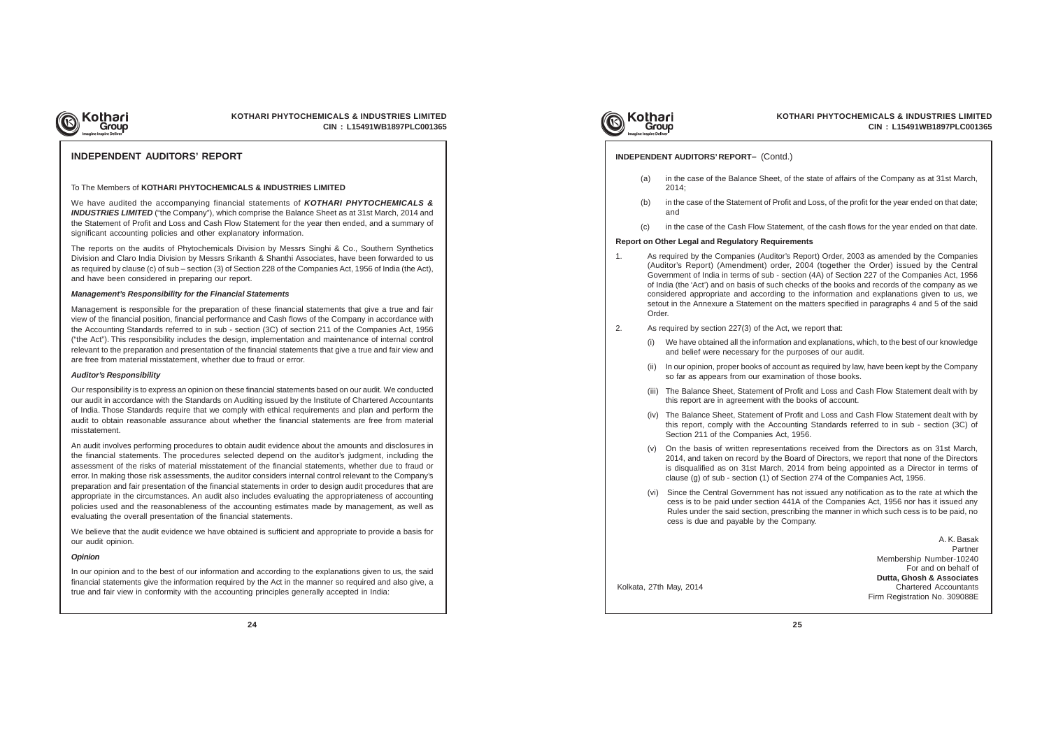## INDEPENDENT AUDITORS' REPORT

To The Members of **KOTHARI PHYTOCHEMICALS & INDUSTRIES LIMITED**

We have audited the accompanying financial statements of ***KOTHARI PHYTOCHEMICALS & INDUSTRIES LIMITED*** ("the Company"), which comprise the Balance Sheet as at 31st March, 2014 and the Statement of Profit and Loss and Cash Flow Statement for the year then ended, and a summary of significant accounting policies and other explanatory information.

The reports on the audits of Phytochemicals Division by Messrs Singhi & Co., Southern Synthetics Division and Claro India Division by Messrs Srikanth & Shanthi Associates, have been forwarded to us as required by clause (c) of sub – section (3) of Section 228 of the Companies Act, 1956 of India (the Act), and have been considered in preparing our report.

### *Management's Responsibility for the Financial Statements*

Management is responsible for the preparation of these financial statements that give a true and fair view of the financial position, financial performance and Cash flows of the Company in accordance with the Accounting Standards referred to in sub - section (3C) of section 211 of the Companies Act, 1956 ("the Act"). This responsibility includes the design, implementation and maintenance of internal control relevant to the preparation and presentation of the financial statements that give a true and fair view and are free from material misstatement, whether due to fraud or error.

### *Auditor's Responsibility*

Our responsibility is to express an opinion on these financial statements based on our audit. We conducted our audit in accordance with the Standards on Auditing issued by the Institute of Chartered Accountants of India. Those Standards require that we comply with ethical requirements and plan and perform the audit to obtain reasonable assurance about whether the financial statements are free from material misstatement.

An audit involves performing procedures to obtain audit evidence about the amounts and disclosures in the financial statements. The procedures selected depend on the auditor's judgment, including the assessment of the risks of material misstatement of the financial statements, whether due to fraud or error. In making those risk assessments, the auditor considers internal control relevant to the Company's preparation and fair presentation of the financial statements in order to design audit procedures that are appropriate in the circumstances. An audit also includes evaluating the appropriateness of accounting policies used and the reasonableness of the accounting estimates made by management, as well as evaluating the overall presentation of the financial statements.

We believe that the audit evidence we have obtained is sufficient and appropriate to provide a basis for our audit opinion.

### *Opinion*

In our opinion and to the best of our information and according to the explanations given to us, the said financial statements give the information required by the Act in the manner so required and also give, a true and fair view in conformity with the accounting principles generally accepted in India:

**INDEPENDENT AUDITORS' REPORT–** (Contd.)

(a) in the case of the Balance Sheet, of the state of affairs of the Company as at 31st March, 2014;

(b) in the case of the Statement of Profit and Loss, of the profit for the year ended on that date; and

(c) in the case of the Cash Flow Statement, of the cash flows for the year ended on that date.

### Report on Other Legal and Regulatory Requirements

1. As required by the Companies (Auditor's Report) Order, 2003 as amended by the Companies (Auditor's Report) (Amendment) order, 2004 (together the Order) issued by the Central Government of India in terms of sub - section (4A) of Section 227 of the Companies Act, 1956 of India (the 'Act') and on basis of such checks of the books and records of the company as we considered appropriate and according to the information and explanations given to us, we setout in the Annexure a Statement on the matters specified in paragraphs 4 and 5 of the said Order.

2. As required by section 227(3) of the Act, we report that:

   (i) We have obtained all the information and explanations, which, to the best of our knowledge and belief were necessary for the purposes of our audit.

   (ii) In our opinion, proper books of account as required by law, have been kept by the Company so far as appears from our examination of those books.

   (iii) The Balance Sheet, Statement of Profit and Loss and Cash Flow Statement dealt with by this report are in agreement with the books of account.

   (iv) The Balance Sheet, Statement of Profit and Loss and Cash Flow Statement dealt with by this report, comply with the Accounting Standards referred to in sub - section (3C) of Section 211 of the Companies Act, 1956.

   (v) On the basis of written representations received from the Directors as on 31st March, 2014, and taken on record by the Board of Directors, we report that none of the Directors is disqualified as on 31st March, 2014 from being appointed as a Director in terms of clause (g) of sub - section (1) of Section 274 of the Companies Act, 1956.

   (vi) Since the Central Government has not issued any notification as to the rate at which the cess is to be paid under section 441A of the Companies Act, 1956 nor has it issued any Rules under the said section, prescribing the manner in which such cess is to be paid, no cess is due and payable by the Company.

A. K. Basak
Partner
Membership Number-10240
For and on behalf of
**Dutta, Ghosh & Associates**
Chartered Accountants
Firm Registration No. 309088E

Kolkata, 27th May, 2014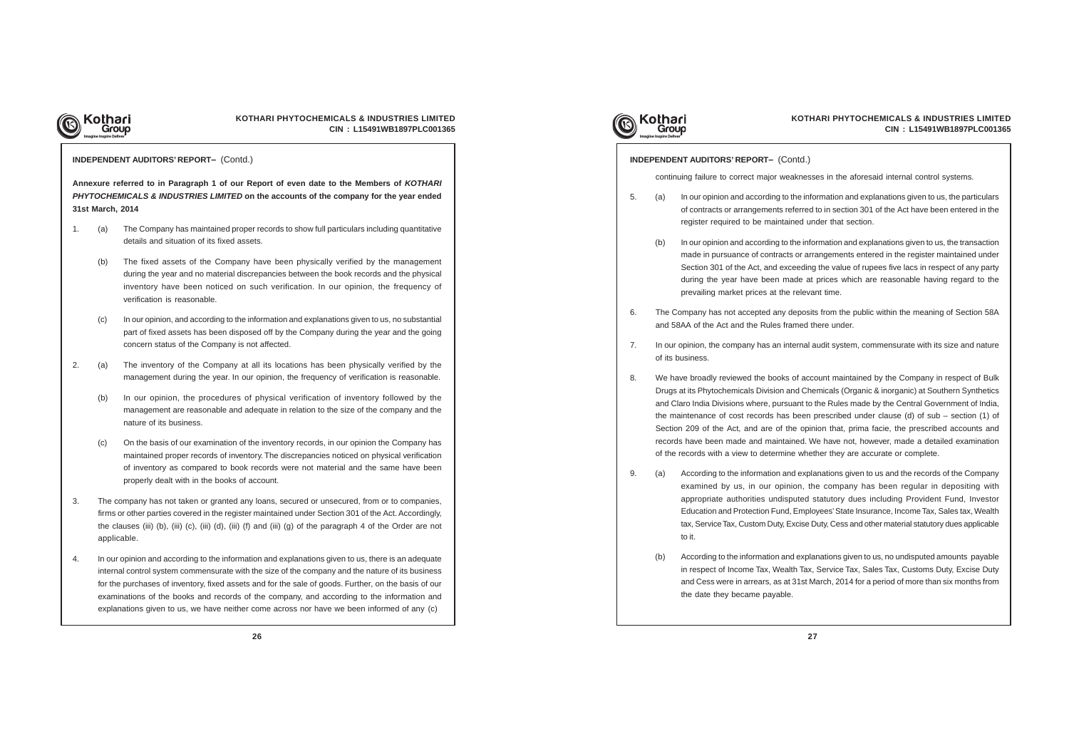**INDEPENDENT AUDITORS' REPORT–** (Contd.)

**Annexure referred to in Paragraph 1 of our Report of even date to the Members of *KOTHARI PHYTOCHEMICALS & INDUSTRIES LIMITED* on the accounts of the company for the year ended 31st March, 2014**

1. (a) The Company has maintained proper records to show full particulars including quantitative details and situation of its fixed assets.

   (b) The fixed assets of the Company have been physically verified by the management during the year and no material discrepancies between the book records and the physical inventory have been noticed on such verification. In our opinion, the frequency of verification is reasonable.

   (c) In our opinion, and according to the information and explanations given to us, no substantial part of fixed assets has been disposed off by the Company during the year and the going concern status of the Company is not affected.

2. (a) The inventory of the Company at all its locations has been physically verified by the management during the year. In our opinion, the frequency of verification is reasonable.

   (b) In our opinion, the procedures of physical verification of inventory followed by the management are reasonable and adequate in relation to the size of the company and the nature of its business.

   (c) On the basis of our examination of the inventory records, in our opinion the Company has maintained proper records of inventory. The discrepancies noticed on physical verification of inventory as compared to book records were not material and the same have been properly dealt with in the books of account.

3. The company has not taken or granted any loans, secured or unsecured, from or to companies, firms or other parties covered in the register maintained under Section 301 of the Act. Accordingly, the clauses (iii) (b), (iii) (c), (iii) (d), (iii) (f) and (iii) (g) of the paragraph 4 of the Order are not applicable.

4. In our opinion and according to the information and explanations given to us, there is an adequate internal control system commensurate with the size of the company and the nature of its business for the purchases of inventory, fixed assets and for the sale of goods. Further, on the basis of our examinations of the books and records of the company, and according to the information and explanations given to us, we have neither come across nor have we been informed of any (c) continuing failure to correct major weaknesses in the aforesaid internal control systems.

5. (a) In our opinion and according to the information and explanations given to us, the particulars of contracts or arrangements referred to in section 301 of the Act have been entered in the register required to be maintained under that section.

   (b) In our opinion and according to the information and explanations given to us, the transaction made in pursuance of contracts or arrangements entered in the register maintained under Section 301 of the Act, and exceeding the value of rupees five lacs in respect of any party during the year have been made at prices which are reasonable having regard to the prevailing market prices at the relevant time.

6. The Company has not accepted any deposits from the public within the meaning of Section 58A and 58AA of the Act and the Rules framed there under.

7. In our opinion, the company has an internal audit system, commensurate with its size and nature of its business.

8. We have broadly reviewed the books of account maintained by the Company in respect of Bulk Drugs at its Phytochemicals Division and Chemicals (Organic & inorganic) at Southern Synthetics and Claro India Divisions where, pursuant to the Rules made by the Central Government of India, the maintenance of cost records has been prescribed under clause (d) of sub – section (1) of Section 209 of the Act, and are of the opinion that, prima facie, the prescribed accounts and records have been made and maintained. We have not, however, made a detailed examination of the records with a view to determine whether they are accurate or complete.

9. (a) According to the information and explanations given to us and the records of the Company examined by us, in our opinion, the company has been regular in depositing with appropriate authorities undisputed statutory dues including Provident Fund, Investor Education and Protection Fund, Employees' State Insurance, Income Tax, Sales tax, Wealth tax, Service Tax, Custom Duty, Excise Duty, Cess and other material statutory dues applicable to it.

   (b) According to the information and explanations given to us, no undisputed amounts payable in respect of Income Tax, Wealth Tax, Service Tax, Sales Tax, Customs Duty, Excise Duty and Cess were in arrears, as at 31st March, 2014 for a period of more than six months from the date they became payable.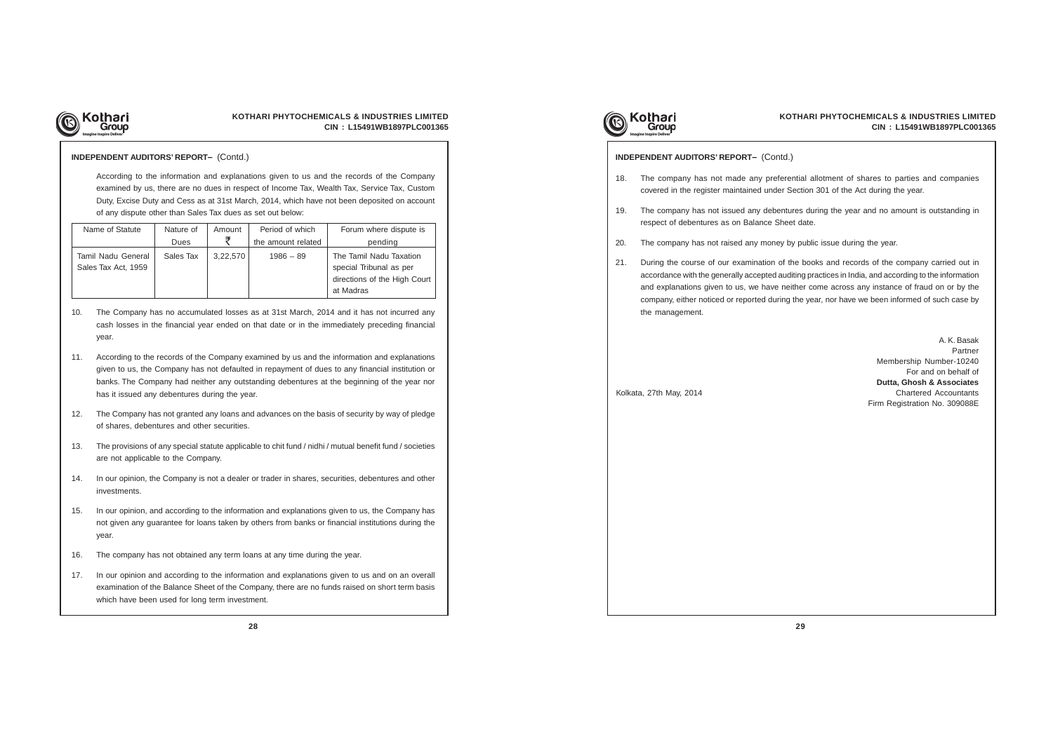**INDEPENDENT AUDITORS' REPORT–** (Contd.)

According to the information and explanations given to us and the records of the Company examined by us, there are no dues in respect of Income Tax, Wealth Tax, Service Tax, Custom Duty, Excise Duty and Cess as at 31st March, 2014, which have not been deposited on account of any dispute other than Sales Tax dues as set out below:

| Name of Statute | Nature of Dues | Amount ₹ | Period of which the amount related | Forum where dispute is pending |
|---|---|---|---|---|
| Tamil Nadu General Sales Tax Act, 1959 | Sales Tax | 3,22,570 | 1986 – 89 | The Tamil Nadu Taxation special Tribunal as per directions of the High Court at Madras |

10. The Company has no accumulated losses as at 31st March, 2014 and it has not incurred any cash losses in the financial year ended on that date or in the immediately preceding financial year.

11. According to the records of the Company examined by us and the information and explanations given to us, the Company has not defaulted in repayment of dues to any financial institution or banks. The Company had neither any outstanding debentures at the beginning of the year nor has it issued any debentures during the year.

12. The Company has not granted any loans and advances on the basis of security by way of pledge of shares, debentures and other securities.

13. The provisions of any special statute applicable to chit fund / nidhi / mutual benefit fund / societies are not applicable to the Company.

14. In our opinion, the Company is not a dealer or trader in shares, securities, debentures and other investments.

15. In our opinion, and according to the information and explanations given to us, the Company has not given any guarantee for loans taken by others from banks or financial institutions during the year.

16. The company has not obtained any term loans at any time during the year.

17. In our opinion and according to the information and explanations given to us and on an overall examination of the Balance Sheet of the Company, there are no funds raised on short term basis which have been used for long term investment.

**INDEPENDENT AUDITORS' REPORT–** (Contd.)

18. The company has not made any preferential allotment of shares to parties and companies covered in the register maintained under Section 301 of the Act during the year.

19. The company has not issued any debentures during the year and no amount is outstanding in respect of debentures as on Balance Sheet date.

20. The company has not raised any money by public issue during the year.

21. During the course of our examination of the books and records of the company carried out in accordance with the generally accepted auditing practices in India, and according to the information and explanations given to us, we have neither come across any instance of fraud on or by the company, either noticed or reported during the year, nor have we been informed of such case by the management.

A. K. Basak
Partner
Membership Number-10240
For and on behalf of
**Dutta, Ghosh & Associates**
Chartered Accountants
Firm Registration No. 309088E

Kolkata, 27th May, 2014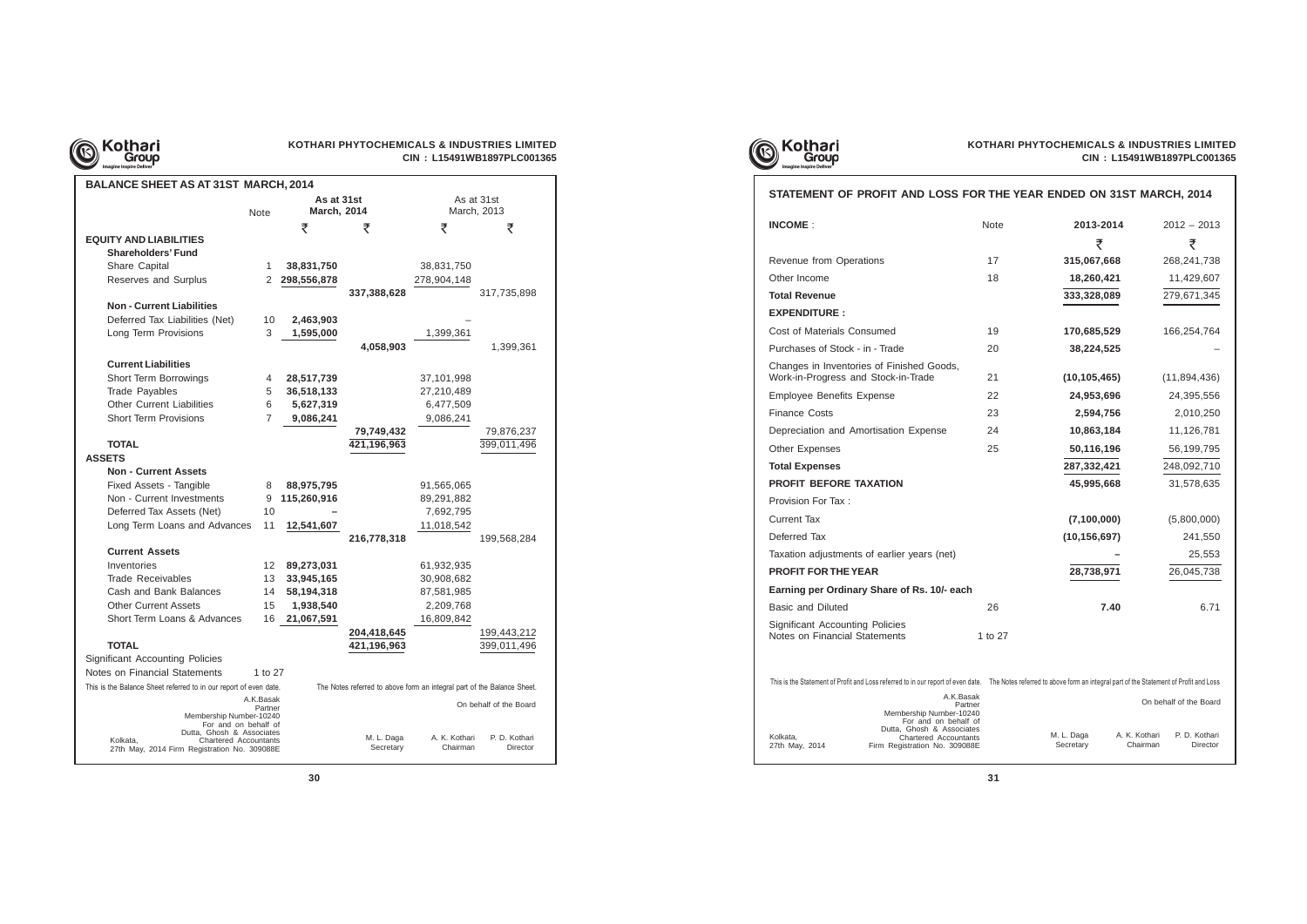## BALANCE SHEET AS AT 31ST MARCH, 2014

| | Note | As at 31st March, 2014 | | As at 31st March, 2013 | |
|---|---|---|---|---|---|
| | | ₹ | ₹ | ₹ | ₹ |
| **EQUITY AND LIABILITIES** | | | | | |
| **Shareholders' Fund** | | | | | |
| Share Capital | 1 | **38,831,750** | | 38,831,750 | |
| Reserves and Surplus | 2 | **298,556,878** | | 278,904,148 | |
| | | | **337,388,628** | | 317,735,898 |
| **Non - Current Liabilities** | | | | | |
| Deferred Tax Liabilities (Net) | 10 | **2,463,903** | | – | |
| Long Term Provisions | 3 | **1,595,000** | | 1,399,361 | |
| | | | **4,058,903** | | 1,399,361 |
| **Current Liabilities** | | | | | |
| Short Term Borrowings | 4 | **28,517,739** | | 37,101,998 | |
| Trade Payables | 5 | **36,518,133** | | 27,210,489 | |
| Other Current Liabilities | 6 | **5,627,319** | | 6,477,509 | |
| Short Term Provisions | 7 | **9,086,241** | | 9,086,241 | |
| | | | **79,749,432** | | 79,876,237 |
| **TOTAL** | | | **421,196,963** | | 399,011,496 |
| **ASSETS** | | | | | |
| **Non - Current Assets** | | | | | |
| Fixed Assets - Tangible | 8 | **88,975,795** | | 91,565,065 | |
| Non - Current Investments | 9 | **115,260,916** | | 89,291,882 | |
| Deferred Tax Assets (Net) | 10 | **–** | | 7,692,795 | |
| Long Term Loans and Advances | 11 | **12,541,607** | | 11,018,542 | |
| | | | **216,778,318** | | 199,568,284 |
| **Current Assets** | | | | | |
| Inventories | 12 | **89,273,031** | | 61,932,935 | |
| Trade Receivables | 13 | **33,945,165** | | 30,908,682 | |
| Cash and Bank Balances | 14 | **58,194,318** | | 87,581,985 | |
| Other Current Assets | 15 | **1,938,540** | | 2,209,768 | |
| Short Term Loans & Advances | 16 | **21,067,591** | | 16,809,842 | |
| | | | **204,418,645** | | 199,443,212 |
| **TOTAL** | | | **421,196,963** | | 399,011,496 |
| Significant Accounting Policies | | | | | |
| Notes on Financial Statements | 1 to 27 | | | | |

This is the Balance Sheet referred to in our report of even date. The Notes referred to above form an integral part of the Balance Sheet.

A.K.Basak
Partner
Membership Number-10240
For and on behalf of
Dutta, Ghosh & Associates
Chartered Accountants
Firm Registration No. 309088E

Kolkata,
27th May, 2014

On behalf of the Board

M. L. Daga — Secretary
A. K. Kothari — Chairman
P. D. Kothari — Director

## STATEMENT OF PROFIT AND LOSS FOR THE YEAR ENDED ON 31ST MARCH, 2014

| **INCOME** : | Note | 2013-2014 | 2012 – 2013 |
|---|---|---|---|
| | | ₹ | ₹ |
| Revenue from Operations | 17 | **315,067,668** | 268,241,738 |
| Other Income | 18 | **18,260,421** | 11,429,607 |
| **Total Revenue** | | **333,328,089** | 279,671,345 |
| **EXPENDITURE :** | | | |
| Cost of Materials Consumed | 19 | **170,685,529** | 166,254,764 |
| Purchases of Stock - in - Trade | 20 | **38,224,525** | – |
| Changes in Inventories of Finished Goods, Work-in-Progress and Stock-in-Trade | 21 | **(10,105,465)** | (11,894,436) |
| Employee Benefits Expense | 22 | **24,953,696** | 24,395,556 |
| Finance Costs | 23 | **2,594,756** | 2,010,250 |
| Depreciation and Amortisation Expense | 24 | **10,863,184** | 11,126,781 |
| Other Expenses | 25 | **50,116,196** | 56,199,795 |
| **Total Expenses** | | **287,332,421** | 248,092,710 |
| **PROFIT BEFORE TAXATION** | | **45,995,668** | 31,578,635 |
| Provision For Tax : | | | |
| Current Tax | | **(7,100,000)** | (5,800,000) |
| Deferred Tax | | **(10,156,697)** | 241,550 |
| Taxation adjustments of earlier years (net) | | **–** | 25,553 |
| **PROFIT FOR THE YEAR** | | **28,738,971** | 26,045,738 |
| **Earning per Ordinary Share of Rs. 10/- each** | | | |
| Basic and Diluted | 26 | **7.40** | 6.71 |
| Significant Accounting Policies<br>Notes on Financial Statements | 1 to 27 | | |

This is the Statement of Profit and Loss referred to in our report of even date. The Notes referred to above form an integral part of the Statement of Profit and Loss

A.K.Basak
Partner
Membership Number-10240
For and on behalf of
Dutta, Ghosh & Associates
Chartered Accountants
Firm Registration No. 309088E

Kolkata,
27th May, 2014

On behalf of the Board

M. L. Daga — Secretary
A. K. Kothari — Chairman
P. D. Kothari — Director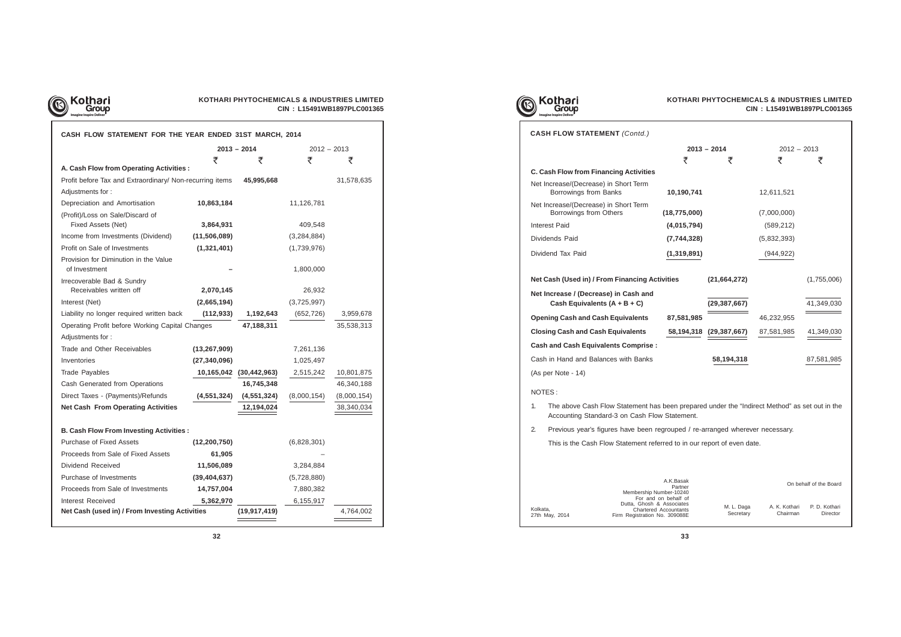## CASH FLOW STATEMENT FOR THE YEAR ENDED 31ST MARCH, 2014

| | 2013 – 2014 | | 2012 – 2013 | |
|---|---|---|---|---|
| | ₹ | ₹ | ₹ | ₹ |
| **A. Cash Flow from Operating Activities :** | | | | |
| Profit before Tax and Extraordinary/ Non-recurring items | | **45,995,668** | | 31,578,635 |
| Adjustments for : | | | | |
| Depreciation and Amortisation | **10,863,184** | | 11,126,781 | |
| (Profit)/Loss on Sale/Discard of Fixed Assets (Net) | **3,864,931** | | 409,548 | |
| Income from Investments (Dividend) | **(11,506,089)** | | (3,284,884) | |
| Profit on Sale of Investments | **(1,321,401)** | | (1,739,976) | |
| Provision for Diminution in the Value of Investment | **–** | | 1,800,000 | |
| Irrecoverable Bad & Sundry Receivables written off | **2,070,145** | | 26,932 | |
| Interest (Net) | **(2,665,194)** | | (3,725,997) | |
| Liability no longer required written back | **(112,933)** | **1,192,643** | (652,726) | 3,959,678 |
| Operating Profit before Working Capital Changes | | **47,188,311** | | 35,538,313 |
| Adjustments for : | | | | |
| Trade and Other Receivables | **(13,267,909)** | | 7,261,136 | |
| Inventories | **(27,340,096)** | | 1,025,497 | |
| Trade Payables | **10,165,042** | **(30,442,963)** | 2,515,242 | 10,801,875 |
| Cash Generated from Operations | | **16,745,348** | | 46,340,188 |
| Direct Taxes - (Payments)/Refunds | **(4,551,324)** | **(4,551,324)** | (8,000,154) | (8,000,154) |
| **Net Cash From Operating Activities** | | **12,194,024** | | 38,340,034 |
| **B. Cash Flow From Investing Activities :** | | | | |
| Purchase of Fixed Assets | **(12,200,750)** | | (6,828,301) | |
| Proceeds from Sale of Fixed Assets | **61,905** | | – | |
| Dividend Received | **11,506,089** | | 3,284,884 | |
| Purchase of Investments | **(39,404,637)** | | (5,728,880) | |
| Proceeds from Sale of Investments | **14,757,004** | | 7,880,382 | |
| Interest Received | **5,362,970** | | 6,155,917 | |
| **Net Cash (used in) / From Investing Activities** | | **(19,917,419)** | | 4,764,002 |

## CASH FLOW STATEMENT *(Contd.)*

| | 2013 – 2014 | | 2012 – 2013 | |
|---|---|---|---|---|
| | ₹ | ₹ | ₹ | ₹ |
| **C. Cash Flow from Financing Activities** | | | | |
| Net Increase/(Decrease) in Short Term Borrowings from Banks | **10,190,741** | | 12,611,521 | |
| Net Increase/(Decrease) in Short Term Borrowings from Others | **(18,775,000)** | | (7,000,000) | |
| Interest Paid | **(4,015,794)** | | (589,212) | |
| Dividends Paid | **(7,744,328)** | | (5,832,393) | |
| Dividend Tax Paid | **(1,319,891)** | | (944,922) | |
| **Net Cash (Used in) / From Financing Activities** | | **(21,664,272)** | | (1,755,006) |
| **Net Increase / (Decrease) in Cash and Cash Equivalents (A + B + C)** | | **(29,387,667)** | | 41,349,030 |
| **Opening Cash and Cash Equivalents** | **87,581,985** | | 46,232,955 | |
| **Closing Cash and Cash Equivalents** | **58,194,318** | **(29,387,667)** | 87,581,985 | 41,349,030 |
| **Cash and Cash Equivalents Comprise :** | | | | |
| Cash in Hand and Balances with Banks | | **58,194,318** | | 87,581,985 |
| (As per Note - 14) | | | | |

NOTES :

1. The above Cash Flow Statement has been prepared under the "Indirect Method" as set out in the Accounting Standard-3 on Cash Flow Statement.
2. Previous year's figures have been regrouped / re-arranged wherever necessary.

This is the Cash Flow Statement referred to in our report of even date.

A.K.Basak
Partner
Membership Number-10240
For and on behalf of
Dutta, Ghosh & Associates
Chartered Accountants
Firm Registration No. 309088E

Kolkata,
27th May, 2014

On behalf of the Board

M. L. Daga, Secretary
A. K. Kothari, Chairman
P. D. Kothari, Director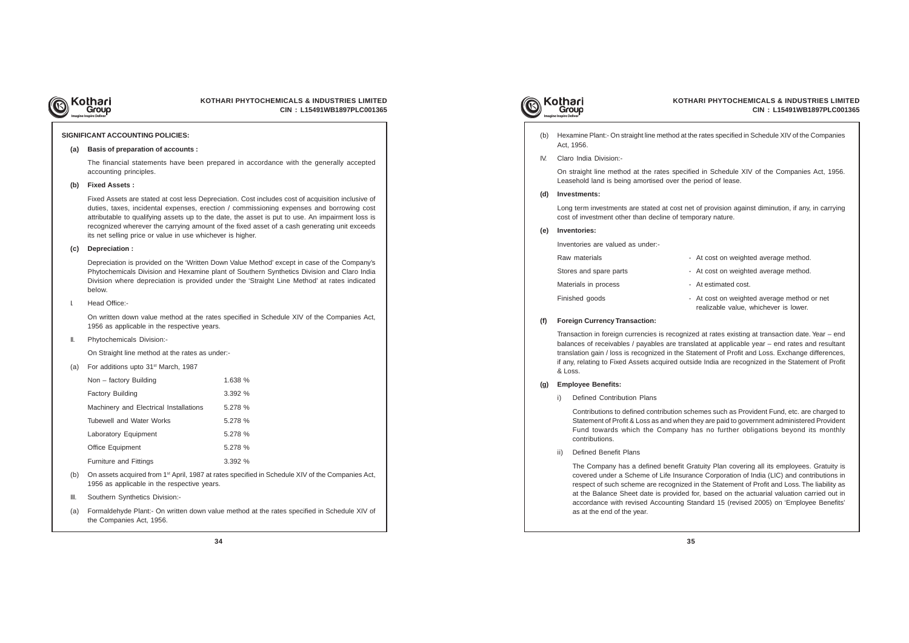## SIGNIFICANT ACCOUNTING POLICIES:

**(a) Basis of preparation of accounts :**

The financial statements have been prepared in accordance with the generally accepted accounting principles.

**(b) Fixed Assets :**

Fixed Assets are stated at cost less Depreciation. Cost includes cost of acquisition inclusive of duties, taxes, incidental expenses, erection / commissioning expenses and borrowing cost attributable to qualifying assets up to the date, the asset is put to use. An impairment loss is recognized wherever the carrying amount of the fixed asset of a cash generating unit exceeds its net selling price or value in use whichever is higher.

**(c) Depreciation :**

Depreciation is provided on the 'Written Down Value Method' except in case of the Company's Phytochemicals Division and Hexamine plant of Southern Synthetics Division and Claro India Division where depreciation is provided under the 'Straight Line Method' at rates indicated below.

I. Head Office:-

On written down value method at the rates specified in Schedule XIV of the Companies Act, 1956 as applicable in the respective years.

II. Phytochemicals Division:-

On Straight line method at the rates as under:-

(a) For additions upto 31st March, 1987

| | |
|---|---|
| Non – factory Building | 1.638 % |
| Factory Building | 3.392 % |
| Machinery and Electrical Installations | 5.278 % |
| Tubewell and Water Works | 5.278 % |
| Laboratory Equipment | 5.278 % |
| Office Equipment | 5.278 % |
| Furniture and Fittings | 3.392 % |

(b) On assets acquired from 1st April, 1987 at rates specified in Schedule XIV of the Companies Act, 1956 as applicable in the respective years.

III. Southern Synthetics Division:-

(a) Formaldehyde Plant:- On written down value method at the rates specified in Schedule XIV of the Companies Act, 1956.

(b) Hexamine Plant:- On straight line method at the rates specified in Schedule XIV of the Companies Act, 1956.

IV. Claro India Division:-

On straight line method at the rates specified in Schedule XIV of the Companies Act, 1956. Leasehold land is being amortised over the period of lease.

**(d) Investments:**

Long term investments are stated at cost net of provision against diminution, if any, in carrying cost of investment other than decline of temporary nature.

**(e) Inventories:**

Inventories are valued as under:-

| | |
|---|---|
| Raw materials | - At cost on weighted average method. |
| Stores and spare parts | - At cost on weighted average method. |
| Materials in process | - At estimated cost. |
| Finished goods | - At cost on weighted average method or net realizable value, whichever is lower. |

**(f) Foreign Currency Transaction:**

Transaction in foreign currencies is recognized at rates existing at transaction date. Year – end balances of receivables / payables are translated at applicable year – end rates and resultant translation gain / loss is recognized in the Statement of Profit and Loss. Exchange differences, if any, relating to Fixed Assets acquired outside India are recognized in the Statement of Profit & Loss.

**(g) Employee Benefits:**

i) Defined Contribution Plans

Contributions to defined contribution schemes such as Provident Fund, etc. are charged to Statement of Profit & Loss as and when they are paid to government administered Provident Fund towards which the Company has no further obligations beyond its monthly contributions.

ii) Defined Benefit Plans

The Company has a defined benefit Gratuity Plan covering all its employees. Gratuity is covered under a Scheme of Life Insurance Corporation of India (LIC) and contributions in respect of such scheme are recognized in the Statement of Profit and Loss. The liability as at the Balance Sheet date is provided for, based on the actuarial valuation carried out in accordance with revised Accounting Standard 15 (revised 2005) on 'Employee Benefits' as at the end of the year.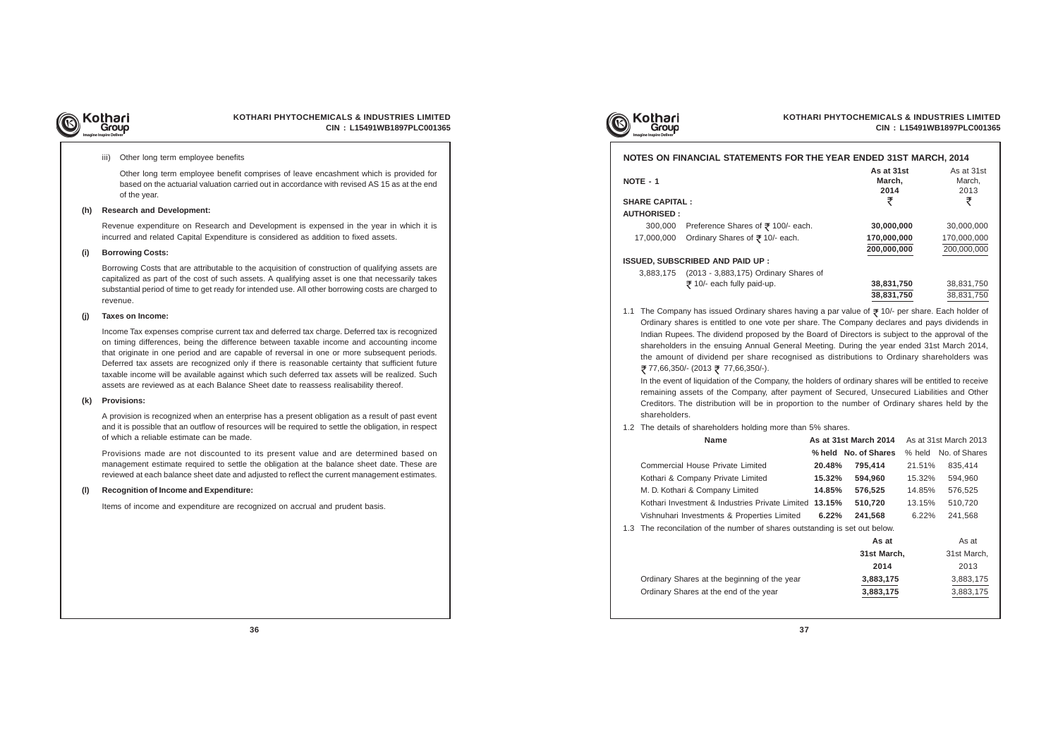iii) Other long term employee benefits

Other long term employee benefit comprises of leave encashment which is provided for based on the actuarial valuation carried out in accordance with revised AS 15 as at the end of the year.

**(h) Research and Development:**

Revenue expenditure on Research and Development is expensed in the year in which it is incurred and related Capital Expenditure is considered as addition to fixed assets.

**(i) Borrowing Costs:**

Borrowing Costs that are attributable to the acquisition of construction of qualifying assets are capitalized as part of the cost of such assets. A qualifying asset is one that necessarily takes substantial period of time to get ready for intended use. All other borrowing costs are charged to revenue.

**(j) Taxes on Income:**

Income Tax expenses comprise current tax and deferred tax charge. Deferred tax is recognized on timing differences, being the difference between taxable income and accounting income that originate in one period and are capable of reversal in one or more subsequent periods. Deferred tax assets are recognized only if there is reasonable certainty that sufficient future taxable income will be available against which such deferred tax assets will be realized. Such assets are reviewed as at each Balance Sheet date to reassess realisability thereof.

**(k) Provisions:**

A provision is recognized when an enterprise has a present obligation as a result of past event and it is possible that an outflow of resources will be required to settle the obligation, in respect of which a reliable estimate can be made.

Provisions made are not discounted to its present value and are determined based on management estimate required to settle the obligation at the balance sheet date. These are reviewed at each balance sheet date and adjusted to reflect the current management estimates.

**(l) Recognition of Income and Expenditure:**

Items of income and expenditure are recognized on accrual and prudent basis.

## NOTES ON FINANCIAL STATEMENTS FOR THE YEAR ENDED 31ST MARCH, 2014

| NOTE - 1 | | As at 31st March, 2014 | As at 31st March, 2013 |
|---|---|---|---|
| **SHARE CAPITAL :** | | ₹ | ₹ |
| **AUTHORISED :** | | | |
| 300,000 | Preference Shares of ₹ 100/- each. | **30,000,000** | 30,000,000 |
| 17,000,000 | Ordinary Shares of ₹ 10/- each. | **170,000,000** | 170,000,000 |
| | | **200,000,000** | 200,000,000 |
| **ISSUED, SUBSCRIBED AND PAID UP :** | | | |
| 3,883,175 | (2013 - 3,883,175) Ordinary Shares of ₹ 10/- each fully paid-up. | **38,831,750** | 38,831,750 |
| | | **38,831,750** | 38,831,750 |

1.1 The Company has issued Ordinary shares having a par value of ₹ 10/- per share. Each holder of Ordinary shares is entitled to one vote per share. The Company declares and pays dividends in Indian Rupees. The dividend proposed by the Board of Directors is subject to the approval of the shareholders in the ensuing Annual General Meeting. During the year ended 31st March 2014, the amount of dividend per share recognised as distributions to Ordinary shareholders was ₹ 77,66,350/- (2013 ₹ 77,66,350/-).

In the event of liquidation of the Company, the holders of ordinary shares will be entitled to receive remaining assets of the Company, after payment of Secured, Unsecured Liabilities and Other Creditors. The distribution will be in proportion to the number of Ordinary shares held by the shareholders.

1.2 The details of shareholders holding more than 5% shares.

| Name | As at 31st March 2014 | | As at 31st March 2013 | |
|---|---|---|---|---|
| | **% held** | **No. of Shares** | % held | No. of Shares |
| Commercial House Private Limited | **20.48%** | **795,414** | 21.51% | 835,414 |
| Kothari & Company Private Limited | **15.32%** | **594,960** | 15.32% | 594,960 |
| M. D. Kothari & Company Limited | **14.85%** | **576,525** | 14.85% | 576,525 |
| Kothari Investment & Industries Private Limited | **13.15%** | **510,720** | 13.15% | 510,720 |
| Vishnuhari Investments & Properties Limited | **6.22%** | **241,568** | 6.22% | 241,568 |

1.3 The reconcilation of the number of shares outstanding is set out below.

| | As at 31st March, 2014 | As at 31st March, 2013 |
|---|---|---|
| Ordinary Shares at the beginning of the year | **3,883,175** | 3,883,175 |
| Ordinary Shares at the end of the year | **3,883,175** | 3,883,175 |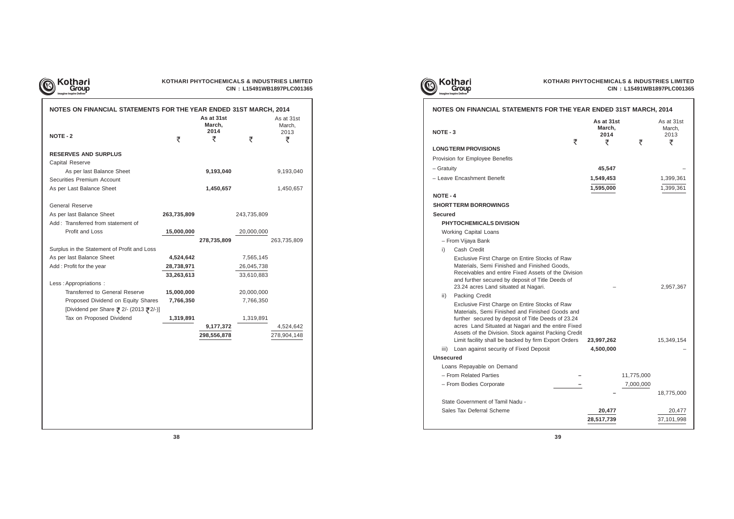## NOTES ON FINANCIAL STATEMENTS FOR THE YEAR ENDED 31ST MARCH, 2014

| NOTE - 2 | ₹ | As at 31st March, 2014 ₹ | ₹ | As at 31st March, 2013 ₹ |
|---|---|---|---|---|
| **RESERVES AND SURPLUS** | | | | |
| Capital Reserve | | | | |
| As per last Balance Sheet | | **9,193,040** | | 9,193,040 |
| Securities Premium Account | | | | |
| As per Last Balance Sheet | | **1,450,657** | | 1,450,657 |
| General Reserve | | | | |
| As per last Balance Sheet | **263,735,809** | | 243,735,809 | |
| Add : Transferred from statement of Profit and Loss | **15,000,000** | | 20,000,000 | |
| | | **278,735,809** | | 263,735,809 |
| Surplus in the Statement of Profit and Loss | | | | |
| As per last Balance Sheet | **4,524,642** | | 7,565,145 | |
| Add : Profit for the year | **28,738,971** | | 26,045,738 | |
| | **33,263,613** | | 33,610,883 | |
| Less : Appropriations : | | | | |
| Transferred to General Reserve | **15,000,000** | | 20,000,000 | |
| Proposed Dividend on Equity Shares | **7,766,350** | | 7,766,350 | |
| [Dividend per Share ₹ 2/- (2013 ₹2/-)] | | | | |
| Tax on Proposed Dividend | **1,319,891** | | 1,319,891 | |
| | | **9,177,372** | | 4,524,642 |
| | | **298,556,878** | | 278,904,148 |

## NOTES ON FINANCIAL STATEMENTS FOR THE YEAR ENDED 31ST MARCH, 2014

| NOTE - 3 | ₹ | As at 31st March, 2014 ₹ | ₹ | As at 31st March, 2013 ₹ |
|---|---|---|---|---|
| **LONG TERM PROVISIONS** | | | | |
| Provision for Employee Benefits | | | | |
| – Gratuity | | **45,547** | | – |
| – Leave Encashment Benefit | | **1,549,453** | | 1,399,361 |
| | | **1,595,000** | | 1,399,361 |
| **NOTE - 4** | | | | |
| **SHORT TERM BORROWINGS** | | | | |
| **Secured** | | | | |
| **PHYTOCHEMICALS DIVISION** | | | | |
| Working Capital Loans | | | | |
| – From Vijaya Bank | | | | |
| i) Cash Credit<br>Exclusive First Charge on Entire Stocks of Raw Materials, Semi Finished and Finished Goods, Receivables and entire Fixed Assets of the Division and further secured by deposit of Title Deeds of 23.24 acres Land situated at Nagari. | | – | | 2,957,367 |
| ii) Packing Credit<br>Exclusive First Charge on Entire Stocks of Raw Materials, Semi Finished and Finished Goods and further secured by deposit of Title Deeds of 23.24 acres Land Situated at Nagari and the entire Fixed Assets of the Division. Stock against Packing Credit Limit facility shall be backed by firm Export Orders | | **23,997,262** | | 15,349,154 |
| iii) Loan against security of Fixed Deposit | | **4,500,000** | | – |
| **Unsecured** | | | | |
| Loans Repayable on Demand | | | | |
| – From Related Parties | – | | 11,775,000 | |
| – From Bodies Corporate | – | | 7,000,000 | |
| | | – | | 18,775,000 |
| State Government of Tamil Nadu - Sales Tax Deferral Scheme | | **20,477** | | 20,477 |
| | | **28,517,739** | | 37,101,998 |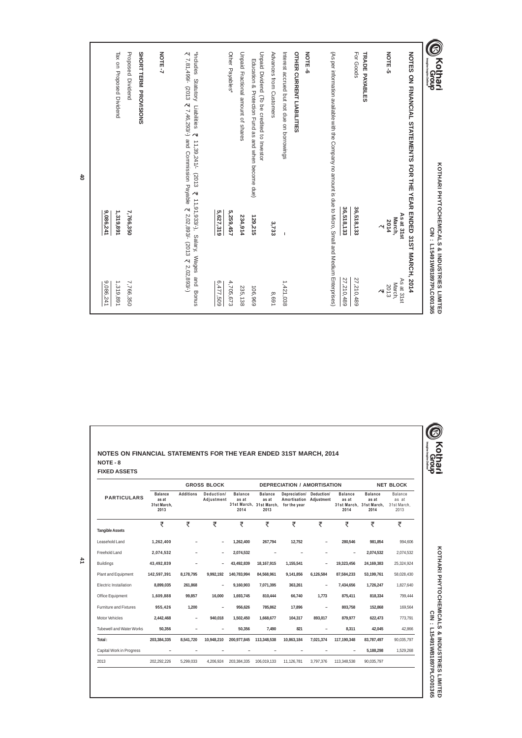## NOTES ON FINANCIAL STATEMENTS FOR THE YEAR ENDED 31ST MARCH, 2014

| | As at 31st March, 2014 ₹ | As at 31st March, 2013 ₹ |
|---|---|---|
| **NOTE - 5** | | |
| **TRADE PAYABLES** | | |
| For Goods | **36,518,133** | 27,210,489 |
| | **36,518,133** | 27,210,489 |

(As per information available with the Company no amount is due to Micro, Small and Medium Enterprises)

| | As at 31st March, 2014 ₹ | As at 31st March, 2013 ₹ |
|---|---|---|
| **NOTE - 6** | | |
| **OTHER CURRENT LIABILITIES** | | |
| Interest accrued but not due on borrowings | – | 1,421,038 |
| Advances from Customers | **3,733** | 8,691 |
| Unpaid Dividend (To be credited to Investor Education & Protection Fund as and when become due) | **129,215** | 106,969 |
| Unpaid Fractional amount of shares | **234,914** | 235,138 |
| Other Payables* | **5,259,457** | 4,705,673 |
| | **5,627,319** | 6,477,509 |

*Includes Statutory Liabilities ₹ 11,39,241/- (2013 ₹ 11,91,933/-), Salary, Wages and Bonus ₹ 7,81,499/- (2013 ₹ 7,46,293/-) and Commission Payable ₹ 2,02,893/- (2013 ₹ 2,02,893/-)

| | As at 31st March, 2014 ₹ | As at 31st March, 2013 ₹ |
|---|---|---|
| **NOTE - 7** | | |
| **SHORT TERM PROVISIONS** | | |
| Proposed Dividend | **7,766,350** | 7,766,350 |
| Tax on Proposed Dividend | **1,319,891** | 1,319,891 |
| | **9,086,241** | 9,086,241 |

## NOTES ON FINANCIAL STATEMENTS FOR THE YEAR ENDED 31ST MARCH, 2014

**NOTE - 8**

**FIXED ASSETS**

| PARTICULARS | GROSS BLOCK | | | | DEPRECIATION / AMORTISATION | | | | NET BLOCK | |
|---|---|---|---|---|---|---|---|---|---|---|
| | Balance as at 31st March, 2013 | Additions | Deduction/ Adjustment | Balance as at 31st March, 2014 | Balance as at 31st March, 2013 | Depreciation/ Amortisation for the year | Deduction/ Adjustment | Balance as at 31st March, 2014 | Balance as at 31st March, 2014 | Balance as at 31st March, 2013 |
| | ₹ | ₹ | ₹ | ₹ | ₹ | ₹ | ₹ | ₹ | ₹ | ₹ |
| **Tangible Assets** | | | | | | | | | | |
| Leasehold Land | 1,262,400 | – | – | 1,262,400 | 267,794 | 12,752 | – | 280,546 | 981,854 | 994,606 |
| Freehold Land | 2,074,532 | – | – | 2,074,532 | – | – | – | – | 2,074,532 | 2,074,532 |
| Buildings | 43,492,839 | – | – | 43,492,839 | 18,167,915 | 1,155,541 | – | 19,323,456 | 24,169,383 | 25,324,924 |
| Plant and Equipment | 142,597,391 | 8,178,795 | 9,992,192 | 140,783,994 | 84,568,961 | 9,141,856 | 6,126,584 | 87,584,233 | 53,199,761 | 58,028,430 |
| Electric Installation | 8,899,035 | 261,868 | – | 9,160,903 | 7,071,395 | 363,261 | – | 7,434,656 | 1,726,247 | 1,827,640 |
| Office Equipment | 1,609,888 | 99,857 | 16,000 | 1,693,745 | 810,444 | 66,740 | 1,773 | 875,411 | 818,334 | 799,444 |
| Furniture and Fixtures | 955,426 | 1,200 | – | 956,626 | 785,862 | 17,896 | – | 803,758 | 152,868 | 169,564 |
| Motor Vehicles | 2,442,468 | – | 940,018 | 1,502,450 | 1,668,677 | 104,317 | 893,017 | 879,977 | 622,473 | 773,791 |
| Tubewell and Water Works | 50,356 | – | – | 50,356 | 7,490 | 821 | – | 8,311 | 42,045 | 42,866 |
| **Total :** | 203,384,335 | 8,541,720 | 10,948,210 | 200,977,845 | 113,348,538 | 10,863,184 | 7,021,374 | 117,190,348 | 83,787,497 | 90,035,797 |
| Capital Work in Progress | – | – | – | – | – | – | – | – | 5,188,298 | 1,529,268 |
| 2013 | 202,292,226 | 5,299,033 | 4,206,924 | 203,384,335 | 106,019,133 | 11,126,781 | 3,797,376 | 113,348,538 | 90,035,797 | |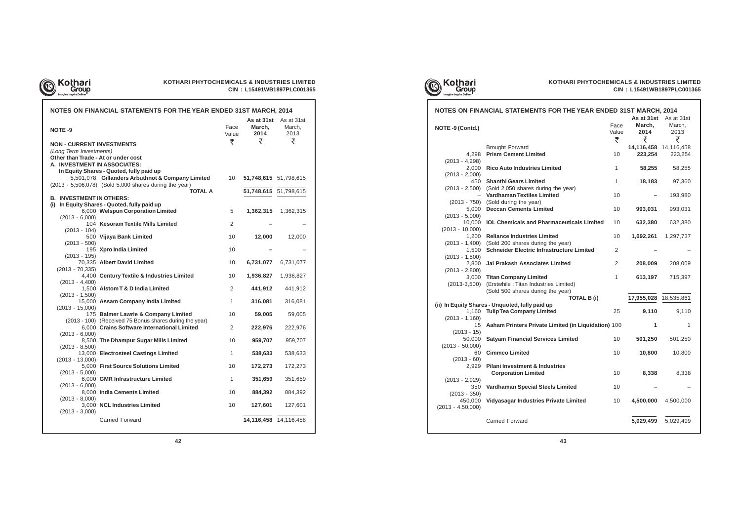## NOTES ON FINANCIAL STATEMENTS FOR THE YEAR ENDED 31ST MARCH, 2014

| NOTE -9 | | Face Value | As at 31st March, 2014 | As at 31st March, 2013 |
|---|---|---|---|---|
| | | ₹ | ₹ | ₹ |
| **NON - CURRENT INVESTMENTS** | | | | |
| *(Long Term Investments)* | | | | |
| **Other than Trade - At or under cost** | | | | |
| **A. INVESTMENT IN ASSOCIATES:** | | | | |
| **In Equity Shares - Quoted, fully paid up** | | | | |
| 5,501,078 (2013 - 5,506,078) | **Gillanders Arbuthnot & Company Limited** (Sold 5,000 shares during the year) | 10 | **51,748,615** | 51,798,615 |
| | **TOTAL A** | | **51,748,615** | 51,798,615 |
| **B. INVESTMENT IN OTHERS:** | | | | |
| **(i) In Equity Shares - Quoted, fully paid up** | | | | |
| 6,000 (2013 - 6,000) | **Welspun Corporation Limited** | 5 | **1,362,315** | 1,362,315 |
| 104 (2013 - 104) | **Kesoram Textile Mills Limited** | 2 | **–** | – |
| 500 (2013 - 500) | **Vijaya Bank Limited** | 10 | **12,000** | 12,000 |
| 195 (2013 - 195) | **Xpro India Limited** | 10 | **–** | – |
| 70,335 (2013 - 70,335) | **Albert David Limited** | 10 | **6,731,077** | 6,731,077 |
| 4,400 (2013 - 4,400) | **Century Textile & Industries Limited** | 10 | **1,936,827** | 1,936,827 |
| 1,500 (2013 - 1,500) | **Alstom T & D India Limited** | 2 | **441,912** | 441,912 |
| 15,000 (2013 - 15,000) | **Assam Company India Limited** | 1 | **316,081** | 316,081 |
| 175 (2013 - 100) | **Balmer Lawrie & Company Limited** (Received 75 Bonus shares during the year) | 10 | **59,005** | 59,005 |
| 6,000 (2013 - 6,000) | **Crains Software International Limited** | 2 | **222,976** | 222,976 |
| 8,500 (2013 - 8,500) | **The Dhampur Sugar Mills Limited** | 10 | **959,707** | 959,707 |
| 13,000 (2013 - 13,000) | **Electrosteel Castings Limited** | 1 | **538,633** | 538,633 |
| 5,000 (2013 - 5,000) | **First Source Solutions Limited** | 10 | **172,273** | 172,273 |
| 6,000 (2013 - 6,000) | **GMR Infrastructure Limited** | 1 | **351,659** | 351,659 |
| 8,000 (2013 - 8,000) | **India Cements Limited** | 10 | **884,392** | 884,392 |
| 3,000 (2013 - 3,000) | **NCL Industries Limited** | 10 | **127,601** | 127,601 |
| | Carried Forward | | **14,116,458** | 14,116,458 |

## NOTES ON FINANCIAL STATEMENTS FOR THE YEAR ENDED 31ST MARCH, 2014

| NOTE -9 (Contd.) | | Face Value | As at 31st March, 2014 | As at 31st March, 2013 |
|---|---|---|---|---|
| | | ₹ | ₹ | ₹ |
| | Brought Forward | | **14,116,458** | 14,116,458 |
| 4,298 (2013 - 4,298) | **Prism Cement Limited** | 10 | **223,254** | 223,254 |
| 2,000 (2013 - 2,000) | **Rico Auto Industries Limited** | 1 | **58,255** | 58,255 |
| 450 (2013 - 2,500) | **Shanthi Gears Limited** (Sold 2,050 shares during the year) | 1 | **18,183** | 97,360 |
| – (2013 - 750) | **Vardhaman Textiles Limited** (Sold during the year) | 10 | **–** | 193,980 |
| 5,000 (2013 - 5,000) | **Deccan Cements Limited** | 10 | **993,031** | 993,031 |
| 10,000 (2013 - 10,000) | **IOL Chemicals and Pharmaceuticals Limited** | 10 | **632,380** | 632,380 |
| 1,200 (2013 - 1,400) | **Reliance Industries Limited** (Sold 200 shares during the year) | 10 | **1,092,261** | 1,297,737 |
| 1,500 (2013 - 1,500) | **Schneider Electric Infrastructure Limited** | 2 | **–** | – |
| 2,800 (2013 - 2,800) | **Jai Prakash Associates Limited** | 2 | **208,009** | 208,009 |
| 3,000 (2013-3,500) | **Titan Company Limited** (Erstwhile : Titan Industries Limited) (Sold 500 shares during the year) | 1 | **613,197** | 715,397 |
| | **TOTAL B (i)** | | **17,955,028** | 18,535,861 |
| **(ii) In Equity Shares - Unquoted, fully paid up** | | | | |
| 1,160 (2013 - 1,160) | **Tulip Tea Company Limited** | 25 | **9,110** | 9,110 |
| 15 (2013 - 15) | **Aaham Printers Private Limited (in Liquidation)** | 100 | **1** | 1 |
| 50,000 (2013 - 50,000) | **Satyam Financial Services Limited** | 10 | **501,250** | 501,250 |
| 60 (2013 - 60) | **Cimmco Limited** | 10 | **10,800** | 10,800 |
| 2,929 (2013 - 2,929) | **Pilani Investment & Industries Corporation Limited** | 10 | **8,338** | 8,338 |
| 350 (2013 - 350) | **Vardhaman Special Steels Limited** | 10 | – | – |
| 450,000 (2013 - 4,50,000) | **Vidyasagar Industries Private Limited** | 10 | **4,500,000** | 4,500,000 |
| | Carried Forward | | **5,029,499** | 5,029,499 |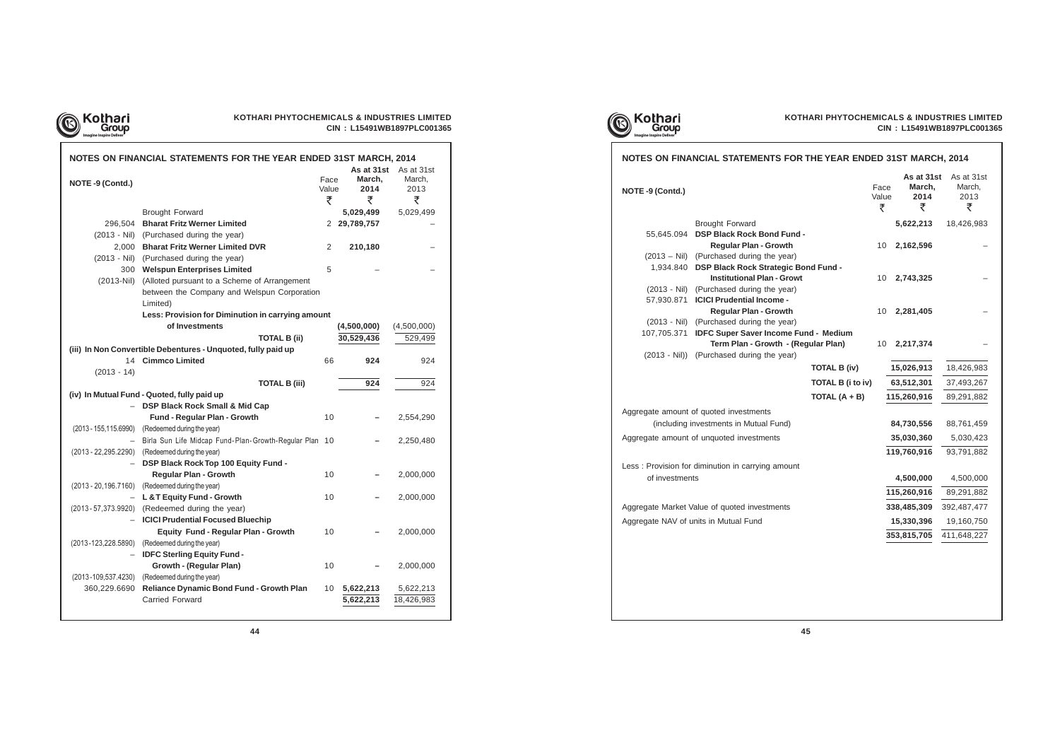## NOTES ON FINANCIAL STATEMENTS FOR THE YEAR ENDED 31ST MARCH, 2014

| NOTE -9 (Contd.) | | Face Value ₹ | As at 31st March, 2014 ₹ | As at 31st March, 2013 ₹ |
|---|---|---|---|---|
| | Brought Forward | | **5,029,499** | 5,029,499 |
| 296,504 | **Bharat Fritz Werner Limited** | 2 | **29,789,757** | – |
| (2013 - Nil) | (Purchased during the year) | | | |
| 2,000 | **Bharat Fritz Werner Limited DVR** | 2 | **210,180** | – |
| (2013 - Nil) | (Purchased during the year) | | | |
| 300 | **Welspun Enterprises Limited** | 5 | – | – |
| (2013-Nil) | (Alloted pursuant to a Scheme of Arrangement between the Company and Welspun Corporation Limited) | | | |
| | **Less: Provision for Diminution in carrying amount of Investments** | | **(4,500,000)** | (4,500,000) |
| | **TOTAL B (ii)** | | **30,529,436** | 529,499 |
| **(iii) In Non Convertible Debentures - Unquoted, fully paid up** | | | | |
| 14 | **Cimmco Limited** | 66 | **924** | 924 |
| (2013 - 14) | | | | |
| | **TOTAL B (iii)** | | **924** | 924 |
| **(iv) In Mutual Fund - Quoted, fully paid up** | | | | |
| – | **DSP Black Rock Small & Mid Cap Fund - Regular Plan - Growth** | 10 | **–** | 2,554,290 |
| (2013 - 155,115.6990) | (Redeemed during the year) | | | |
| – | Birla Sun Life Midcap Fund-Plan-Growth-Regular Plan | 10 | **–** | 2,250,480 |
| (2013 - 22,295.2290) | (Redeemed during the year) | | | |
| – | **DSP Black Rock Top 100 Equity Fund - Regular Plan - Growth** | 10 | **–** | 2,000,000 |
| (2013 - 20,196.7160) | (Redeemed during the year) | | | |
| – | **L &T Equity Fund - Growth** | 10 | **–** | 2,000,000 |
| (2013 - 57,373.9920) | (Redeemed during the year) | | | |
| – | **ICICI Prudential Focused Bluechip Equity Fund - Regular Plan - Growth** | 10 | **–** | 2,000,000 |
| (2013 -123,228.5890) | (Redeemed during the year) | | | |
| – | **IDFC Sterling Equity Fund - Growth - (Regular Plan)** | 10 | **–** | 2,000,000 |
| (2013 -109,537.4230) | (Redeemed during the year) | | | |
| 360,229.6690 | **Reliance Dynamic Bond Fund - Growth Plan** | 10 | **5,622,213** | 5,622,213 |
| | Carried Forward | | **5,622,213** | 18,426,983 |

## NOTES ON FINANCIAL STATEMENTS FOR THE YEAR ENDED 31ST MARCH, 2014

| NOTE -9 (Contd.) | | Face Value ₹ | As at 31st March, 2014 ₹ | As at 31st March, 2013 ₹ |
|---|---|---|---|---|
| | Brought Forward | | **5,622,213** | 18,426,983 |
| 55,645.094 | **DSP Black Rock Bond Fund - Regular Plan - Growth** | 10 | **2,162,596** | – |
| (2013 – Nil) | (Purchased during the year) | | | |
| 1,934.840 | **DSP Black Rock Strategic Bond Fund - Institutional Plan - Growt** | 10 | **2,743,325** | – |
| (2013 - Nil) | (Purchased during the year) | | | |
| 57,930.871 | **ICICI Prudential Income - Regular Plan - Growth** | 10 | **2,281,405** | – |
| (2013 - Nil) | (Purchased during the year) | | | |
| 107,705.371 | **IDFC Super Saver Income Fund - Medium Term Plan - Growth - (Regular Plan)** | 10 | **2,217,374** | – |
| (2013 - Nil)) | (Purchased during the year) | | | |
| | **TOTAL B (iv)** | | **15,026,913** | 18,426,983 |
| | **TOTAL B (i to iv)** | | **63,512,301** | 37,493,267 |
| | **TOTAL (A + B)** | | **115,260,916** | 89,291,882 |
| Aggregate amount of quoted investments (including investments in Mutual Fund) | | | **84,730,556** | 88,761,459 |
| Aggregate amount of unquoted investments | | | **35,030,360** | 5,030,423 |
| | | | **119,760,916** | 93,791,882 |
| Less : Provision for diminution in carrying amount of investments | | | **4,500,000** | 4,500,000 |
| | | | **115,260,916** | 89,291,882 |
| Aggregate Market Value of quoted investments | | | **338,485,309** | 392,487,477 |
| Aggregate NAV of units in Mutual Fund | | | **15,330,396** | 19,160,750 |
| | | | **353,815,705** | 411,648,227 |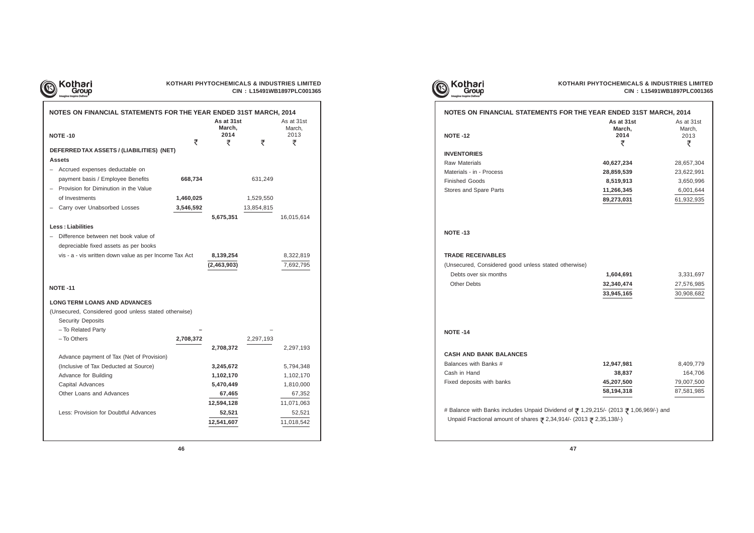## NOTES ON FINANCIAL STATEMENTS FOR THE YEAR ENDED 31ST MARCH, 2014

### NOTE -10

| | ₹ | As at 31st March, 2014 ₹ | ₹ | As at 31st March, 2013 ₹ |
|---|---|---|---|---|
| **DEFERRED TAX ASSETS / (LIABILITIES) (NET)** | | | | |
| **Assets** | | | | |
| – Accrued expenses deductable on payment basis / Employee Benefits | 668,734 | | 631,249 | |
| – Provision for Diminution in the Value of Investments | 1,460,025 | | 1,529,550 | |
| – Carry over Unabsorbed Losses | 3,546,592 | | 13,854,815 | |
| | | 5,675,351 | | 16,015,614 |
| **Less : Liabilities** | | | | |
| – Difference between net book value of depreciable fixed assets as per books vis - a - vis written down value as per Income Tax Act | | 8,139,254 | | 8,322,819 |
| | | (2,463,903) | | 7,692,795 |

### NOTE -11

| | ₹ | As at 31st March, 2014 ₹ | ₹ | As at 31st March, 2013 ₹ |
|---|---|---|---|---|
| **LONG TERM LOANS AND ADVANCES** | | | | |
| (Unsecured, Considered good unless stated otherwise) | | | | |
| Security Deposits | | | | |
| – To Related Party | – | | – | |
| – To Others | 2,708,372 | | 2,297,193 | |
| | | 2,708,372 | | 2,297,193 |
| Advance payment of Tax (Net of Provision) (Inclusive of Tax Deducted at Source) | | 3,245,672 | | 5,794,348 |
| Advance for Building | | 1,102,170 | | 1,102,170 |
| Capital Advances | | 5,470,449 | | 1,810,000 |
| Other Loans and Advances | | 67,465 | | 67,352 |
| | | 12,594,128 | | 11,071,063 |
| Less: Provision for Doubtful Advances | | 52,521 | | 52,521 |
| | | 12,541,607 | | 11,018,542 |

### NOTE -12

| | As at 31st March, 2014 ₹ | As at 31st March, 2013 ₹ |
|---|---|---|
| **INVENTORIES** | | |
| Raw Materials | 40,627,234 | 28,657,304 |
| Materials - in - Process | 28,859,539 | 23,622,991 |
| Finished Goods | 8,519,913 | 3,650,996 |
| Stores and Spare Parts | 11,266,345 | 6,001,644 |
| | 89,273,031 | 61,932,935 |

### NOTE -13

| | As at 31st March, 2014 ₹ | As at 31st March, 2013 ₹ |
|---|---|---|
| **TRADE RECEIVABLES** | | |
| (Unsecured, Considered good unless stated otherwise) | | |
| Debts over six months | 1,604,691 | 3,331,697 |
| Other Debts | 32,340,474 | 27,576,985 |
| | 33,945,165 | 30,908,682 |

### NOTE -14

| | As at 31st March, 2014 ₹ | As at 31st March, 2013 ₹ |
|---|---|---|
| **CASH AND BANK BALANCES** | | |
| Balances with Banks # | 12,947,981 | 8,409,779 |
| Cash in Hand | 38,837 | 164,706 |
| Fixed deposits with banks | 45,207,500 | 79,007,500 |
| | 58,194,318 | 87,581,985 |

# Balance with Banks includes Unpaid Dividend of ₹ 1,29,215/- (2013 ₹ 1,06,969/-) and Unpaid Fractional amount of shares ₹ 2,34,914/- (2013 ₹ 2,35,138/-)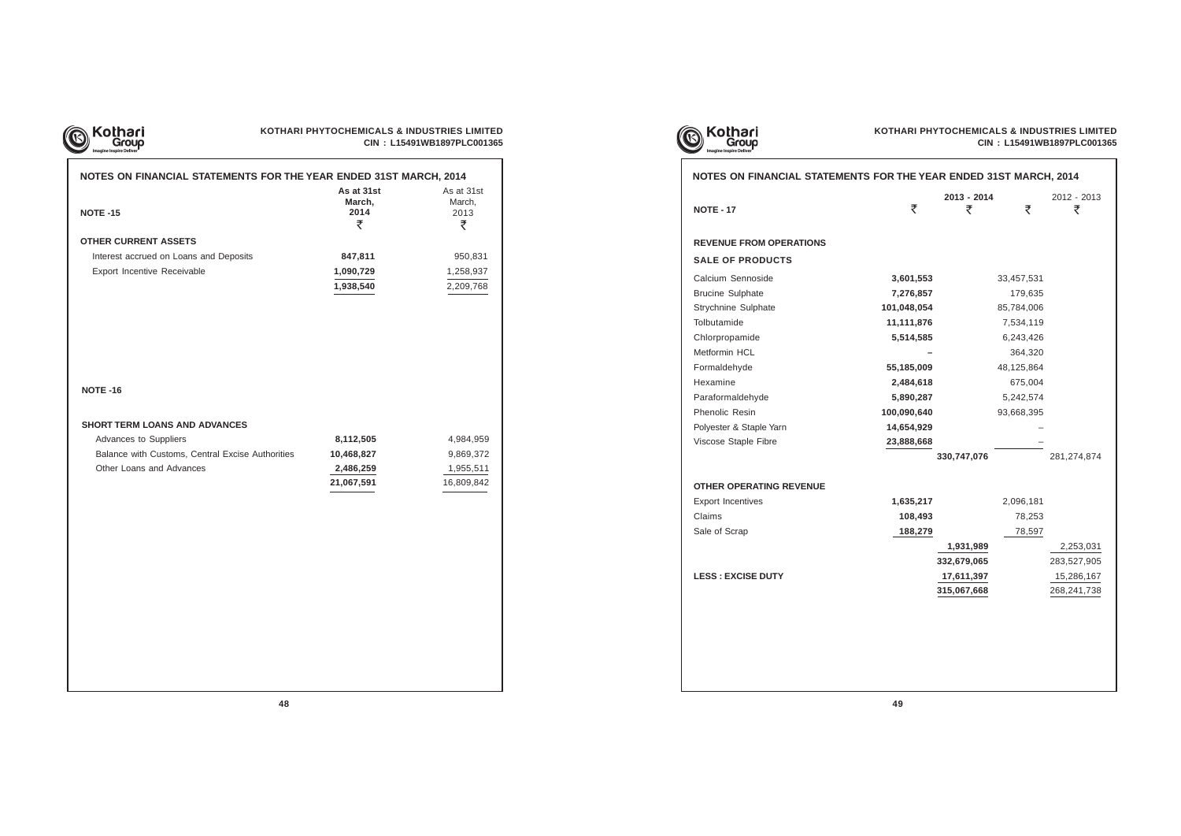## NOTES ON FINANCIAL STATEMENTS FOR THE YEAR ENDED 31ST MARCH, 2014

### NOTE -15

| OTHER CURRENT ASSETS | As at 31st March, 2014 ₹ | As at 31st March, 2013 ₹ |
|---|---|---|
| Interest accrued on Loans and Deposits | **847,811** | 950,831 |
| Export Incentive Receivable | **1,090,729** | 1,258,937 |
| | **1,938,540** | 2,209,768 |

### NOTE -16

| SHORT TERM LOANS AND ADVANCES | As at 31st March, 2014 ₹ | As at 31st March, 2013 ₹ |
|---|---|---|
| Advances to Suppliers | **8,112,505** | 4,984,959 |
| Balance with Customs, Central Excise Authorities | **10,468,827** | 9,869,372 |
| Other Loans and Advances | **2,486,259** | 1,955,511 |
| | **21,067,591** | 16,809,842 |

## NOTES ON FINANCIAL STATEMENTS FOR THE YEAR ENDED 31ST MARCH, 2014

### NOTE - 17

| | 2013 - 2014 ₹ | 2013 - 2014 ₹ | 2012 - 2013 ₹ | 2012 - 2013 ₹ |
|---|---|---|---|---|
| **REVENUE FROM OPERATIONS** | | | | |
| **SALE OF PRODUCTS** | | | | |
| Calcium Sennoside | **3,601,553** | | 33,457,531 | |
| Brucine Sulphate | **7,276,857** | | 179,635 | |
| Strychnine Sulphate | **101,048,054** | | 85,784,006 | |
| Tolbutamide | **11,111,876** | | 7,534,119 | |
| Chlorpropamide | **5,514,585** | | 6,243,426 | |
| Metformin HCL | **–** | | 364,320 | |
| Formaldehyde | **55,185,009** | | 48,125,864 | |
| Hexamine | **2,484,618** | | 675,004 | |
| Paraformaldehyde | **5,890,287** | | 5,242,574 | |
| Phenolic Resin | **100,090,640** | | 93,668,395 | |
| Polyester & Staple Yarn | **14,654,929** | | – | |
| Viscose Staple Fibre | **23,888,668** | | – | |
| | | **330,747,076** | | 281,274,874 |
| **OTHER OPERATING REVENUE** | | | | |
| Export Incentives | **1,635,217** | | 2,096,181 | |
| Claims | **108,493** | | 78,253 | |
| Sale of Scrap | **188,279** | | 78,597 | |
| | | **1,931,989** | | 2,253,031 |
| | | **332,679,065** | | 283,527,905 |
| **LESS : EXCISE DUTY** | | **17,611,397** | | 15,286,167 |
| | | **315,067,668** | | 268,241,738 |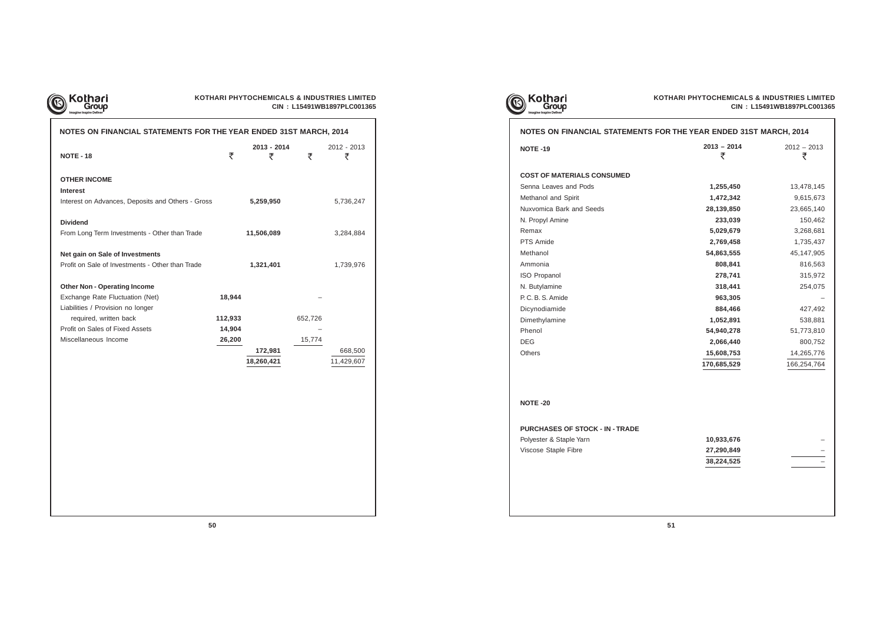## NOTES ON FINANCIAL STATEMENTS FOR THE YEAR ENDED 31ST MARCH, 2014

### NOTE - 18

| | 2013 - 2014 ₹ | 2013 - 2014 ₹ | 2012 - 2013 ₹ | 2012 - 2013 ₹ |
|---|---|---|---|---|
| **OTHER INCOME** | | | | |
| **Interest** | | | | |
| Interest on Advances, Deposits and Others - Gross | | **5,259,950** | | 5,736,247 |
| **Dividend** | | | | |
| From Long Term Investments - Other than Trade | | **11,506,089** | | 3,284,884 |
| **Net gain on Sale of Investments** | | | | |
| Profit on Sale of Investments - Other than Trade | | **1,321,401** | | 1,739,976 |
| **Other Non - Operating Income** | | | | |
| Exchange Rate Fluctuation (Net) | **18,944** | | – | |
| Liabilities / Provision no longer required, written back | **112,933** | | 652,726 | |
| Profit on Sales of Fixed Assets | **14,904** | | – | |
| Miscellaneous Income | **26,200** | | 15,774 | |
| | | **172,981** | | 668,500 |
| | | **18,260,421** | | 11,429,607 |

## NOTES ON FINANCIAL STATEMENTS FOR THE YEAR ENDED 31ST MARCH, 2014

### NOTE -19

| | 2013 – 2014 ₹ | 2012 – 2013 ₹ |
|---|---|---|
| **COST OF MATERIALS CONSUMED** | | |
| Senna Leaves and Pods | **1,255,450** | 13,478,145 |
| Methanol and Spirit | **1,472,342** | 9,615,673 |
| Nuxvomica Bark and Seeds | **28,139,850** | 23,665,140 |
| N. Propyl Amine | **233,039** | 150,462 |
| Remax | **5,029,679** | 3,268,681 |
| PTS Amide | **2,769,458** | 1,735,437 |
| Methanol | **54,863,555** | 45,147,905 |
| Ammonia | **808,841** | 816,563 |
| ISO Propanol | **278,741** | 315,972 |
| N. Butylamine | **318,441** | 254,075 |
| P. C. B. S. Amide | **963,305** | – |
| Dicynodiamide | **884,466** | 427,492 |
| Dimethylamine | **1,052,891** | 538,881 |
| Phenol | **54,940,278** | 51,773,810 |
| DEG | **2,066,440** | 800,752 |
| Others | **15,608,753** | 14,265,776 |
| | **170,685,529** | 166,254,764 |

### NOTE -20

| | 2013 – 2014 ₹ | 2012 – 2013 ₹ |
|---|---|---|
| **PURCHASES OF STOCK - IN - TRADE** | | |
| Polyester & Staple Yarn | **10,933,676** | – |
| Viscose Staple Fibre | **27,290,849** | – |
| | **38,224,525** | – |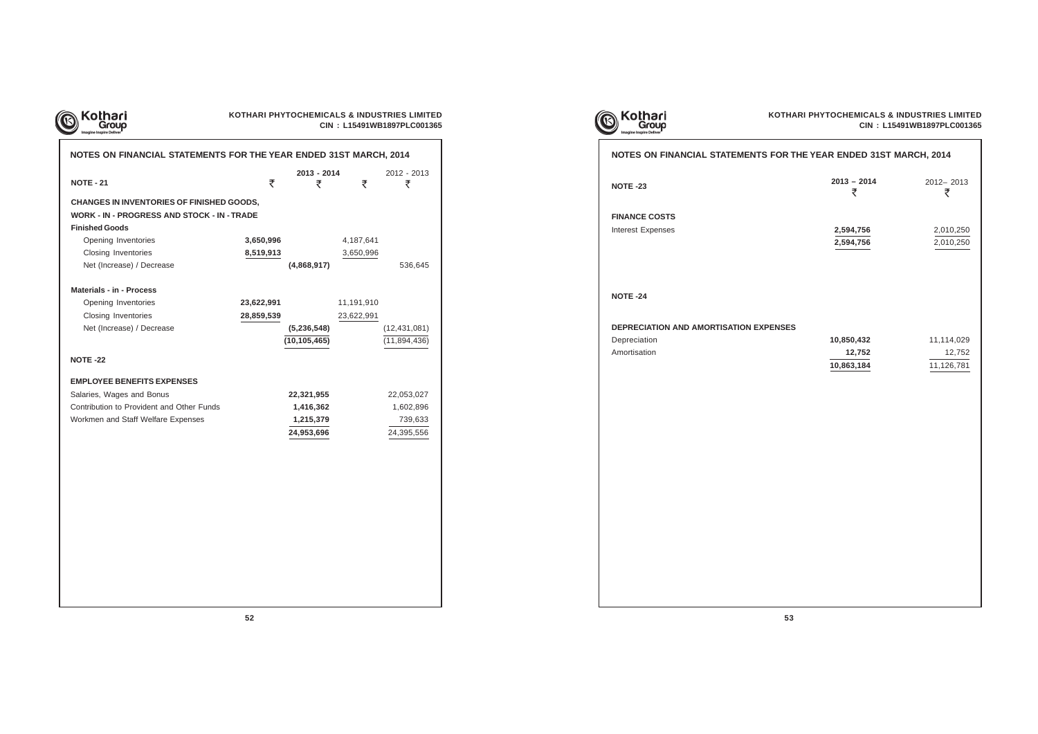## NOTES ON FINANCIAL STATEMENTS FOR THE YEAR ENDED 31ST MARCH, 2014

| NOTE - 21 | 2013 - 2014 ₹ | 2013 - 2014 ₹ | 2012 - 2013 ₹ | 2012 - 2013 ₹ |
|---|---|---|---|---|
| **CHANGES IN INVENTORIES OF FINISHED GOODS, WORK - IN - PROGRESS AND STOCK - IN - TRADE** | | | | |
| **Finished Goods** | | | | |
| Opening Inventories | **3,650,996** | | 4,187,641 | |
| Closing Inventories | **8,519,913** | | 3,650,996 | |
| Net (Increase) / Decrease | | **(4,868,917)** | | 536,645 |
| **Materials - in - Process** | | | | |
| Opening Inventories | **23,622,991** | | 11,191,910 | |
| Closing Inventories | **28,859,539** | | 23,622,991 | |
| Net (Increase) / Decrease | | **(5,236,548)** | | (12,431,081) |
| | | **(10,105,465)** | | (11,894,436) |

| NOTE -22 | 2013 - 2014 ₹ | 2012 - 2013 ₹ |
|---|---|---|
| **EMPLOYEE BENEFITS EXPENSES** | | |
| Salaries, Wages and Bonus | **22,321,955** | 22,053,027 |
| Contribution to Provident and Other Funds | **1,416,362** | 1,602,896 |
| Workmen and Staff Welfare Expenses | **1,215,379** | 739,633 |
| | **24,953,696** | 24,395,556 |

## NOTES ON FINANCIAL STATEMENTS FOR THE YEAR ENDED 31ST MARCH, 2014

| NOTE -23 | 2013 – 2014 ₹ | 2012– 2013 ₹ |
|---|---|---|
| **FINANCE COSTS** | | |
| Interest Expenses | **2,594,756** | 2,010,250 |
| | **2,594,756** | 2,010,250 |

| NOTE -24 | 2013 – 2014 ₹ | 2012– 2013 ₹ |
|---|---|---|
| **DEPRECIATION AND AMORTISATION EXPENSES** | | |
| Depreciation | **10,850,432** | 11,114,029 |
| Amortisation | **12,752** | 12,752 |
| | **10,863,184** | 11,126,781 |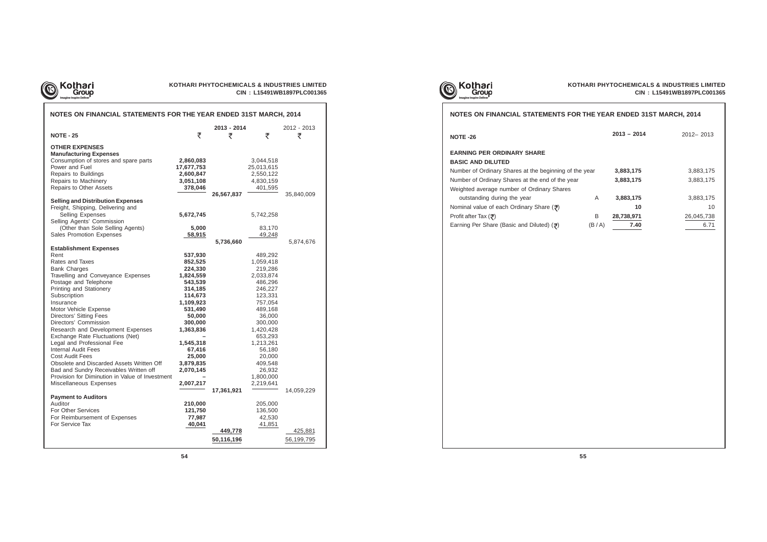## NOTES ON FINANCIAL STATEMENTS FOR THE YEAR ENDED 31ST MARCH, 2014

| NOTE - 25 | 2013 - 2014 ₹ | 2013 - 2014 ₹ | 2012 - 2013 ₹ | 2012 - 2013 ₹ |
|---|---|---|---|---|
| **OTHER EXPENSES** | | | | |
| **Manufacturing Expenses** | | | | |
| Consumption of stores and spare parts | **2,860,083** | | 3,044,518 | |
| Power and Fuel | **17,677,753** | | 25,013,615 | |
| Repairs to Buildings | **2,600,847** | | 2,550,122 | |
| Repairs to Machinery | **3,051,108** | | 4,830,159 | |
| Repairs to Other Assets | **378,046** | | 401,595 | |
| | | **26,567,837** | | 35,840,009 |
| **Selling and Distribution Expenses** | | | | |
| Freight, Shipping, Delivering and Selling Expenses | **5,672,745** | | 5,742,258 | |
| Selling Agents' Commission (Other than Sole Selling Agents) | **5,000** | | 83,170 | |
| Sales Promotion Expenses | **58,915** | | 49,248 | |
| | | **5,736,660** | | 5,874,676 |
| **Establishment Expenses** | | | | |
| Rent | **537,930** | | 489,292 | |
| Rates and Taxes | **852,525** | | 1,059,418 | |
| Bank Charges | **224,330** | | 219,286 | |
| Travelling and Conveyance Expenses | **1,824,559** | | 2,033,874 | |
| Postage and Telephone | **543,539** | | 486,296 | |
| Printing and Stationery | **314,185** | | 246,227 | |
| Subscription | **114,673** | | 123,331 | |
| Insurance | **1,109,923** | | 757,054 | |
| Motor Vehicle Expense | **531,490** | | 489,168 | |
| Directors' Sitting Fees | **50,000** | | 36,000 | |
| Directors' Commission | **300,000** | | 300,000 | |
| Research and Development Expenses | **1,363,836** | | 1,420,428 | |
| Exchange Rate Fluctuations (Net) | **–** | | 653,293 | |
| Legal and Professional Fee | **1,545,318** | | 1,213,261 | |
| Internal Audit Fees | **67,416** | | 56,180 | |
| Cost Audit Fees | **25,000** | | 20,000 | |
| Obsolete and Discarded Assets Written Off | **3,879,835** | | 409,548 | |
| Bad and Sundry Receivables Written off | **2,070,145** | | 26,932 | |
| Provision for Diminution in Value of Investment | **–** | | 1,800,000 | |
| Miscellaneous Expenses | **2,007,217** | | 2,219,641 | |
| | | **17,361,921** | | 14,059,229 |
| **Payment to Auditors** | | | | |
| Auditor | **210,000** | | 205,000 | |
| For Other Services | **121,750** | | 136,500 | |
| For Reimbursement of Expenses | **77,987** | | 42,530 | |
| For Service Tax | **40,041** | | 41,851 | |
| | | **449,778** | | 425,881 |
| | | **50,116,196** | | 56,199,795 |

## NOTES ON FINANCIAL STATEMENTS FOR THE YEAR ENDED 31ST MARCH, 2014

| NOTE -26 | | 2013 – 2014 | 2012– 2013 |
|---|---|---|---|
| **EARNING PER ORDINARY SHARE** | | | |
| **BASIC AND DILUTED** | | | |
| Number of Ordinary Shares at the beginning of the year | | **3,883,175** | 3,883,175 |
| Number of Ordinary Shares at the end of the year | | **3,883,175** | 3,883,175 |
| Weighted average number of Ordinary Shares outstanding during the year | A | **3,883,175** | 3,883,175 |
| Nominal value of each Ordinary Share (₹) | | **10** | 10 |
| Profit after Tax (₹) | B | **28,738,971** | 26,045,738 |
| Earning Per Share (Basic and Diluted) (₹) | (B / A) | **7.40** | 6.71 |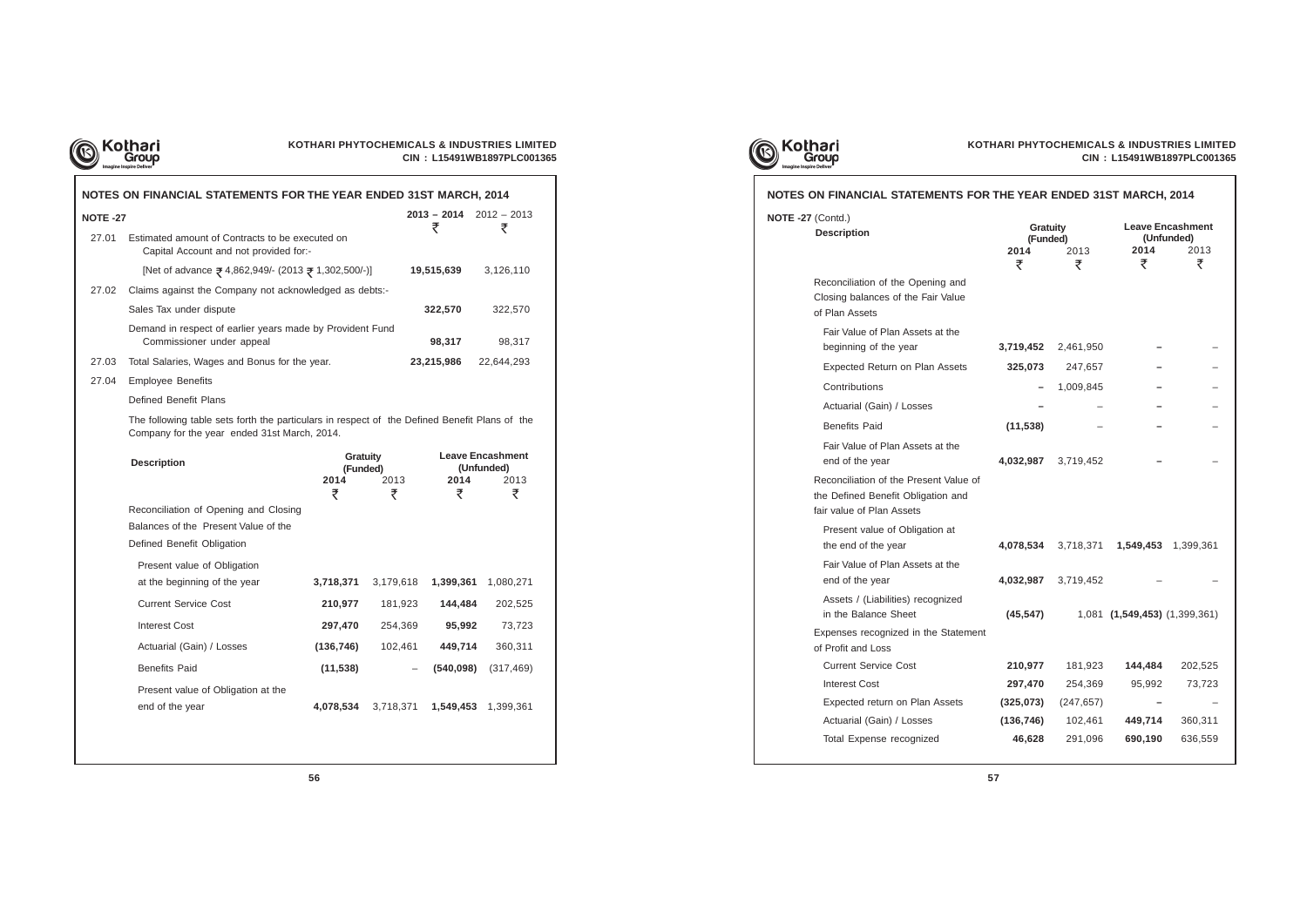## NOTES ON FINANCIAL STATEMENTS FOR THE YEAR ENDED 31ST MARCH, 2014

**NOTE -27**

| | | 2013 – 2014 ₹ | 2012 – 2013 ₹ |
|---|---|---|---|
| 27.01 | Estimated amount of Contracts to be executed on Capital Account and not provided for:- | | |
| | [Net of advance ₹ 4,862,949/- (2013 ₹ 1,302,500/-)] | **19,515,639** | 3,126,110 |
| 27.02 | Claims against the Company not acknowledged as debts:- | | |
| | Sales Tax under dispute | **322,570** | 322,570 |
| | Demand in respect of earlier years made by Provident Fund Commissioner under appeal | **98,317** | 98,317 |
| 27.03 | Total Salaries, Wages and Bonus for the year. | **23,215,986** | 22,644,293 |

27.04 Employee Benefits

Defined Benefit Plans

The following table sets forth the particulars in respect of the Defined Benefit Plans of the Company for the year ended 31st March, 2014.

| Description | Gratuity (Funded) | | Leave Encashment (Unfunded) | |
|---|---|---|---|---|
| | **2014** ₹ | 2013 ₹ | **2014** ₹ | 2013 ₹ |
| Reconciliation of Opening and Closing Balances of the Present Value of the Defined Benefit Obligation | | | | |
| Present value of Obligation at the beginning of the year | **3,718,371** | 3,179,618 | **1,399,361** | 1,080,271 |
| Current Service Cost | **210,977** | 181,923 | **144,484** | 202,525 |
| Interest Cost | **297,470** | 254,369 | **95,992** | 73,723 |
| Actuarial (Gain) / Losses | **(136,746)** | 102,461 | **449,714** | 360,311 |
| Benefits Paid | **(11,538)** | – | **(540,098)** | (317,469) |
| Present value of Obligation at the end of the year | **4,078,534** | 3,718,371 | **1,549,453** | 1,399,361 |

**NOTE -27** (Contd.)

| Description | Gratuity (Funded) | | Leave Encashment (Unfunded) | |
|---|---|---|---|---|
| | **2014** ₹ | 2013 ₹ | **2014** ₹ | 2013 ₹ |
| Reconciliation of the Opening and Closing balances of the Fair Value of Plan Assets | | | | |
| Fair Value of Plan Assets at the beginning of the year | **3,719,452** | 2,461,950 | **–** | – |
| Expected Return on Plan Assets | **325,073** | 247,657 | **–** | – |
| Contributions | **–** | 1,009,845 | **–** | – |
| Actuarial (Gain) / Losses | **–** | – | **–** | – |
| Benefits Paid | **(11,538)** | – | **–** | – |
| Fair Value of Plan Assets at the end of the year | **4,032,987** | 3,719,452 | **–** | – |
| Reconciliation of the Present Value of the Defined Benefit Obligation and fair value of Plan Assets | | | | |
| Present value of Obligation at the end of the year | **4,078,534** | 3,718,371 | **1,549,453** | 1,399,361 |
| Fair Value of Plan Assets at the end of the year | **4,032,987** | 3,719,452 | – | – |
| Assets / (Liabilities) recognized in the Balance Sheet | **(45,547)** | 1,081 | **(1,549,453)** | (1,399,361) |
| Expenses recognized in the Statement of Profit and Loss | | | | |
| Current Service Cost | **210,977** | 181,923 | **144,484** | 202,525 |
| Interest Cost | **297,470** | 254,369 | 95,992 | 73,723 |
| Expected return on Plan Assets | **(325,073)** | (247,657) | **–** | – |
| Actuarial (Gain) / Losses | **(136,746)** | 102,461 | **449,714** | 360,311 |
| Total Expense recognized | **46,628** | 291,096 | **690,190** | 636,559 |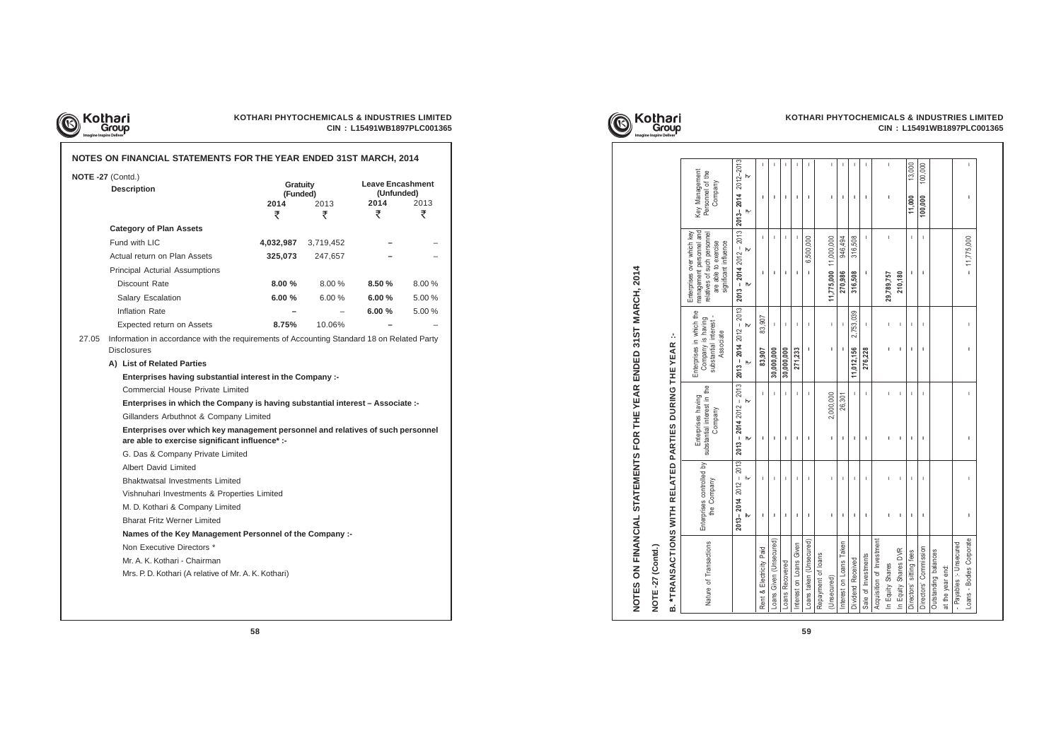# NOTES ON FINANCIAL STATEMENTS FOR THE YEAR ENDED 31ST MARCH, 2014

**NOTE -27** (Contd.)

| Description | Gratuity (Funded) | | Leave Encashment (Unfunded) | |
|---|---|---|---|---|
| | **2014** | 2013 | **2014** | 2013 |
| | ₹ | ₹ | ₹ | ₹ |
| **Category of Plan Assets** | | | | |
| Fund with LIC | **4,032,987** | 3,719,452 | **–** | – |
| Actual return on Plan Assets | **325,073** | 247,657 | **–** | – |
| Principal Acturial Assumptions | | | | |
| Discount Rate | **8.00 %** | 8.00 % | **8.50 %** | 8.00 % |
| Salary Escalation | **6.00 %** | 6.00 % | **6.00 %** | 5.00 % |
| Inflation Rate | **–** | – | **6.00 %** | 5.00 % |
| Expected return on Assets | **8.75%** | 10.06% | **–** | – |

27.05 Information in accordance with the requirements of Accounting Standard 18 on Related Party Disclosures

**A) List of Related Parties**

**Enterprises having substantial interest in the Company :-**

Commercial House Private Limited

**Enterprises in which the Company is having substantial interest – Associate :-**

Gillanders Arbuthnot & Company Limited

**Enterprises over which key management personnel and relatives of such personnel are able to exercise significant influence* :-**

G. Das & Company Private Limited

Albert David Limited

Bhaktwatsal Investments Limited

Vishnuhari Investments & Properties Limited

M. D. Kothari & Company Limited

Bharat Fritz Werner Limited

**Names of the Key Management Personnel of the Company :-**

Non Executive Directors *

Mr. A. K. Kothari - Chairman

Mrs. P. D. Kothari (A relative of Mr. A. K. Kothari)

# NOTES ON FINANCIAL STATEMENTS FOR THE YEAR ENDED 31ST MARCH, 2014

**NOTE -27 (Contd.)**

**B. *TRANSACTIONS WITH RELATED PARTIES DURING THE YEAR :-**

| Nature of Transactions | Enterprises controlled by the Company | | Enterprises having substantial interest in the Company | | Enterprises in which the Company is having substantial interest - Associate | | Enterprises over which key management personnel and relatives of such personnel are able to exercise significant influence | | Key Management Personnel of the Company | |
|---|---|---|---|---|---|---|---|---|---|---|
| | **2013 – 2014** ₹ | 2012 – 2013 ₹ | **2013 – 2014** ₹ | 2012 – 2013 ₹ | **2013 – 2014** ₹ | 2012 – 2013 ₹ | **2013 – 2014** ₹ | 2012 – 2013 ₹ | **2013 – 2014** ₹ | 2012 – 2013 ₹ |
| Rent & Electricity Paid | **–** | – | **–** | – | **83,907** | 83,907 | **–** | – | **–** | – |
| Loans Given (Unsecured) | **–** | – | **–** | – | **30,000,000** | – | **–** | – | **–** | – |
| Loans Recovered | **–** | – | **–** | – | **30,000,000** | – | **–** | – | **–** | – |
| Interest on Loans Given | **–** | – | **–** | – | **271,233** | – | **–** | – | **–** | – |
| Loans taken (Unsecured) | **–** | – | **–** | – | **–** | – | **–** | 6,500,000 | **–** | – |
| Repayment of loans (Unsecured) | **–** | – | **–** | 2,000,000 | **–** | – | **11,775,000** | 11,000,000 | **–** | – |
| Interest on Loans Taken | **–** | – | **–** | 26,301 | **–** | – | **270,986** | 946,494 | **–** | – |
| Dividend Received | **–** | – | **–** | – | **11,012,156** | 2,753,039 | **316,508** | 316,508 | **–** | – |
| Sale of Investments | **–** | – | **–** | – | **276,228** | – | **–** | – | **–** | – |
| Acquisition of Investment In Equity Shares | **–** | – | **–** | – | **–** | – | **29,789,757** | – | **–** | – |
| In Equity Shares DVR | **–** | – | **–** | – | **–** | – | **210,180** | – | **–** | – |
| Directors sitting fees | **–** | – | **–** | – | **–** | – | **–** | – | **11,000** | 13,000 |
| Directors Commission | **–** | – | **–** | – | **–** | – | **–** | – | **100,000** | 100,000 |
| Outstanding balances at the year end: | | | | | | | | | | |
| - Payables - Unsecured Loans - Bodies Corporate | **–** | – | **–** | – | **–** | – | **–** | 11,775,000 | **–** | – |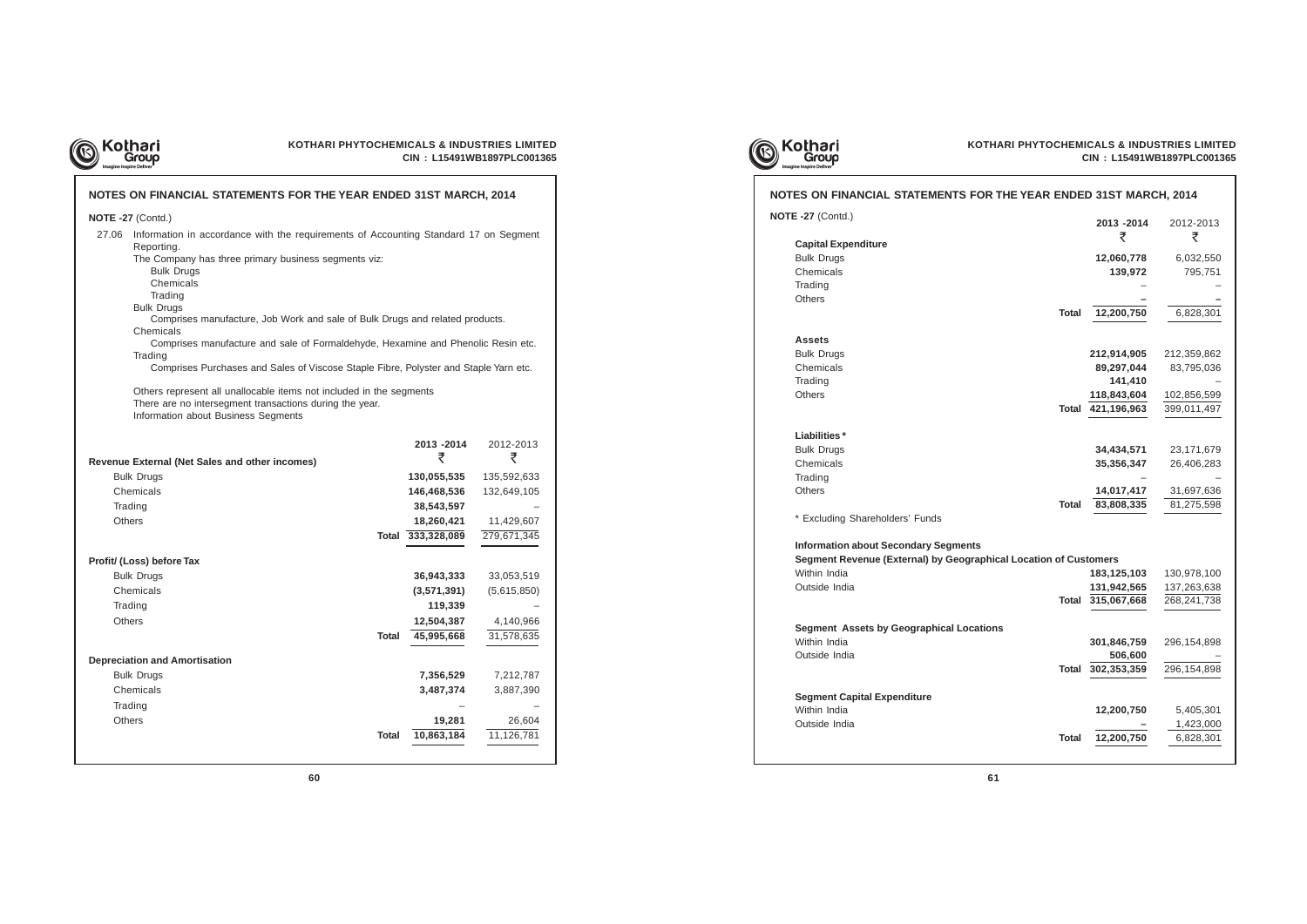## NOTES ON FINANCIAL STATEMENTS FOR THE YEAR ENDED 31ST MARCH, 2014

**NOTE -27** (Contd.)

27.06 Information in accordance with the requirements of Accounting Standard 17 on Segment Reporting.

The Company has three primary business segments viz:

- Bulk Drugs
- Chemicals
- Trading

Bulk Drugs

Comprises manufacture, Job Work and sale of Bulk Drugs and related products.

Chemicals

Comprises manufacture and sale of Formaldehyde, Hexamine and Phenolic Resin etc.

Trading

Comprises Purchases and Sales of Viscose Staple Fibre, Polyester and Staple Yarn etc.

Others represent all unallocable items not included in the segments

There are no intersegment transactions during the year.

Information about Business Segments

| | | 2013 -2014 ₹ | 2012-2013 ₹ |
|---|---|---|---|
| **Revenue External (Net Sales and other incomes)** | | | |
| Bulk Drugs | | **130,055,535** | 135,592,633 |
| Chemicals | | **146,468,536** | 132,649,105 |
| Trading | | **38,543,597** | – |
| Others | | **18,260,421** | 11,429,607 |
| | Total | **333,328,089** | 279,671,345 |
| **Profit/ (Loss) before Tax** | | | |
| Bulk Drugs | | **36,943,333** | 33,053,519 |
| Chemicals | | **(3,571,391)** | (5,615,850) |
| Trading | | **119,339** | – |
| Others | | **12,504,387** | 4,140,966 |
| | Total | **45,995,668** | 31,578,635 |
| **Depreciation and Amortisation** | | | |
| Bulk Drugs | | **7,356,529** | 7,212,787 |
| Chemicals | | **3,487,374** | 3,887,390 |
| Trading | | – | – |
| Others | | **19,281** | 26,604 |
| | Total | **10,863,184** | 11,126,781 |

| | | 2013 -2014 ₹ | 2012-2013 ₹ |
|---|---|---|---|
| **Capital Expenditure** | | | |
| Bulk Drugs | | **12,060,778** | 6,032,550 |
| Chemicals | | **139,972** | 795,751 |
| Trading | | – | – |
| Others | | **–** | – |
| | Total | **12,200,750** | 6,828,301 |
| **Assets** | | | |
| Bulk Drugs | | **212,914,905** | 212,359,862 |
| Chemicals | | **89,297,044** | 83,795,036 |
| Trading | | **141,410** | – |
| Others | | **118,843,604** | 102,856,599 |
| | Total | **421,196,963** | 399,011,497 |
| **Liabilities*** | | | |
| Bulk Drugs | | **34,434,571** | 23,171,679 |
| Chemicals | | **35,356,347** | 26,406,283 |
| Trading | | – | – |
| Others | | **14,017,417** | 31,697,636 |
| | Total | **83,808,335** | 81,275,598 |

* Excluding Shareholders' Funds

**Information about Secondary Segments**

| | | 2013 -2014 ₹ | 2012-2013 ₹ |
|---|---|---|---|
| **Segment Revenue (External) by Geographical Location of Customers** | | | |
| Within India | | **183,125,103** | 130,978,100 |
| Outside India | | **131,942,565** | 137,263,638 |
| | Total | **315,067,668** | 268,241,738 |
| **Segment Assets by Geographical Locations** | | | |
| Within India | | **301,846,759** | 296,154,898 |
| Outside India | | **506,600** | – |
| | Total | **302,353,359** | 296,154,898 |
| **Segment Capital Expenditure** | | | |
| Within India | | **12,200,750** | 5,405,301 |
| Outside India | | **–** | 1,423,000 |
| | Total | **12,200,750** | 6,828,301 |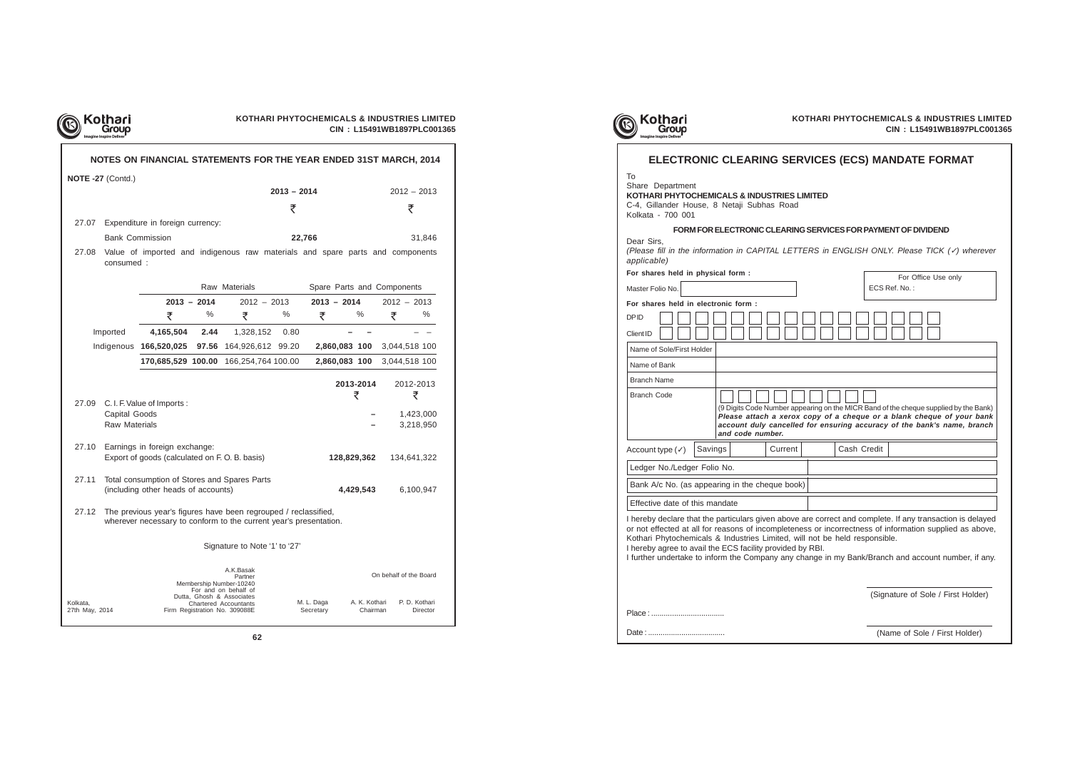## NOTES ON FINANCIAL STATEMENTS FOR THE YEAR ENDED 31ST MARCH, 2014

**NOTE -27** (Contd.)

| | | 2013 – 2014 | 2012 – 2013 |
|---|---|---|---|
| | | ₹ | ₹ |
| 27.07 | Expenditure in foreign currency: | | |
| | Bank Commission | 22,766 | 31,846 |

27.08 Value of imported and indigenous raw materials and spare parts and components consumed :

| | Raw Materials | | | | Spare Parts and Components | | | |
|---|---|---|---|---|---|---|---|---|
| | 2013 – 2014 | | 2012 – 2013 | | 2013 – 2014 | | 2012 – 2013 | |
| | ₹ | % | ₹ | % | ₹ | % | ₹ | % |
| Imported | 4,165,504 | 2.44 | 1,328,152 | 0.80 | – | – | – | – |
| Indigenous | 166,520,025 | 97.56 | 164,926,612 | 99.20 | 2,860,083 | 100 | 3,044,518 | 100 |
| | 170,685,529 | 100.00 | 166,254,764 | 100.00 | 2,860,083 | 100 | 3,044,518 | 100 |

| | | 2013-2014 | 2012-2013 |
|---|---|---|---|
| | | ₹ | ₹ |
| 27.09 | C. I. F. Value of Imports : | | |
| | Capital Goods | – | 1,423,000 |
| | Raw Materials | – | 3,218,950 |
| 27.10 | Earnings in foreign exchange: Export of goods (calculated on F. O. B. basis) | 128,829,362 | 134,641,322 |
| 27.11 | Total consumption of Stores and Spares Parts (including other heads of accounts) | 4,429,543 | 6,100,947 |

27.12 The previous year's figures have been regrouped / reclassified, wherever necessary to conform to the current year's presentation.

Signature to Note '1' to '27'

A.K.Basak
Partner
Membership Number-10240
For and on behalf of
Dutta, Ghosh & Associates
Chartered Accountants
Firm Registration No. 309088E

On behalf of the Board

M. L. Daga, Secretary — A. K. Kothari, Chairman — P. D. Kothari, Director

Kolkata,
27th May, 2014

## ELECTRONIC CLEARING SERVICES (ECS) MANDATE FORMAT

To
Share Department
**KOTHARI PHYTOCHEMICALS & INDUSTRIES LIMITED**
C-4, Gillander House, 8 Netaji Subhas Road
Kolkata - 700 001

### FORM FOR ELECTRONIC CLEARING SERVICES FOR PAYMENT OF DIVIDEND

Dear Sirs,
*(Please fill in the information in CAPITAL LETTERS in ENGLISH ONLY. Please TICK (✓) wherever applicable)*

**For shares held in physical form :**

Master Folio No. ____

For Office Use only
ECS Ref. No. :

**For shares held in electronic form :**

DP ID ____

Client ID ____

| | |
|---|---|
| Name of Sole/First Holder | |
| Name of Bank | |
| Branch Name | |
| Branch Code | (9 Digits Code Number appearing on the MICR Band of the cheque supplied by the Bank) ***Please attach a xerox copy of a cheque or a blank cheque of your bank account duly cancelled for ensuring accuracy of the bank's name, branch and code number.*** |
| Account type (✓) | Savings / Current / Cash Credit |
| Ledger No./Ledger Folio No. | |
| Bank A/c No. (as appearing in the cheque book) | |
| Effective date of this mandate | |

I hereby declare that the particulars given above are correct and complete. If any transaction is delayed or not effected at all for reasons of incompleteness or incorrectness of information supplied as above, Kothari Phytochemicals & Industries Limited, will not be held responsible.
I hereby agree to avail the ECS facility provided by RBI.
I further undertake to inform the Company any change in my Bank/Branch and account number, if any.

(Signature of Sole / First Holder)

Place : ..................................

Date : ....................................

(Name of Sole / First Holder)